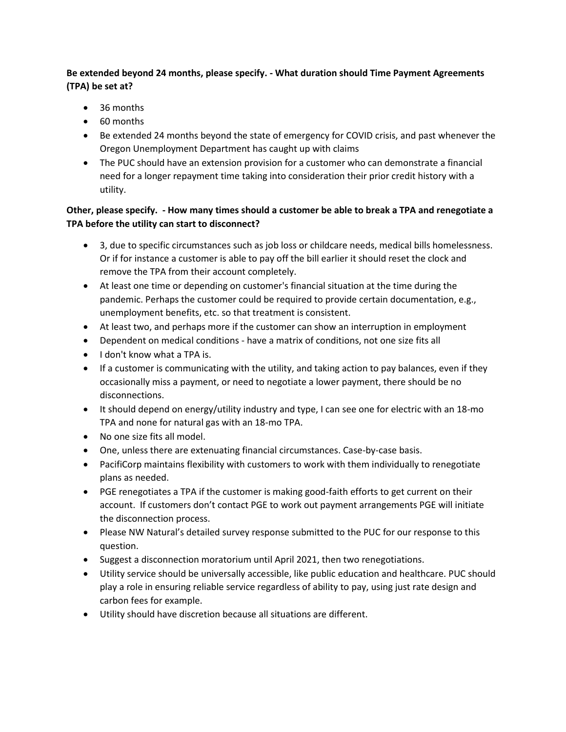**Be extended beyond 24 months, please specify. - What duration should Time Payment Agreements (TPA) be set at?**

- 36 months
- 60 months
- Be extended 24 months beyond the state of emergency for COVID crisis, and past whenever the Oregon Unemployment Department has caught up with claims
- The PUC should have an extension provision for a customer who can demonstrate a financial need for a longer repayment time taking into consideration their prior credit history with a utility.

**Other, please specify. - How many times should a customer be able to break a TPA and renegotiate a TPA before the utility can start to disconnect?**

- 3, due to specific circumstances such as job loss or childcare needs, medical bills homelessness. Or if for instance a customer is able to pay off the bill earlier it should reset the clock and remove the TPA from their account completely.
- At least one time or depending on customer's financial situation at the time during the pandemic. Perhaps the customer could be required to provide certain documentation, e.g., unemployment benefits, etc. so that treatment is consistent.
- At least two, and perhaps more if the customer can show an interruption in employment
- Dependent on medical conditions - have a matrix of conditions, not one size fits all
- I don't know what a TPA is.
- If a customer is communicating with the utility, and taking action to pay balances, even if they occasionally miss a payment, or need to negotiate a lower payment, there should be no disconnections.
- It should depend on energy/utility industry and type, I can see one for electric with an 18-mo TPA and none for natural gas with an 18-mo TPA.
- No one size fits all model.
- One, unless there are extenuating financial circumstances. Case-by-case basis.
- PacifiCorp maintains flexibility with customers to work with them individually to renegotiate plans as needed.
- PGE renegotiates a TPA if the customer is making good-faith efforts to get current on their account. If customers don't contact PGE to work out payment arrangements PGE will initiate the disconnection process.
- Please NW Natural's detailed survey response submitted to the PUC for our response to this question.
- Suggest a disconnection moratorium until April 2021, then two renegotiations.
- Utility service should be universally accessible, like public education and healthcare. PUC should play a role in ensuring reliable service regardless of ability to pay, using just rate design and carbon fees for example.
- Utility should have discretion because all situations are different.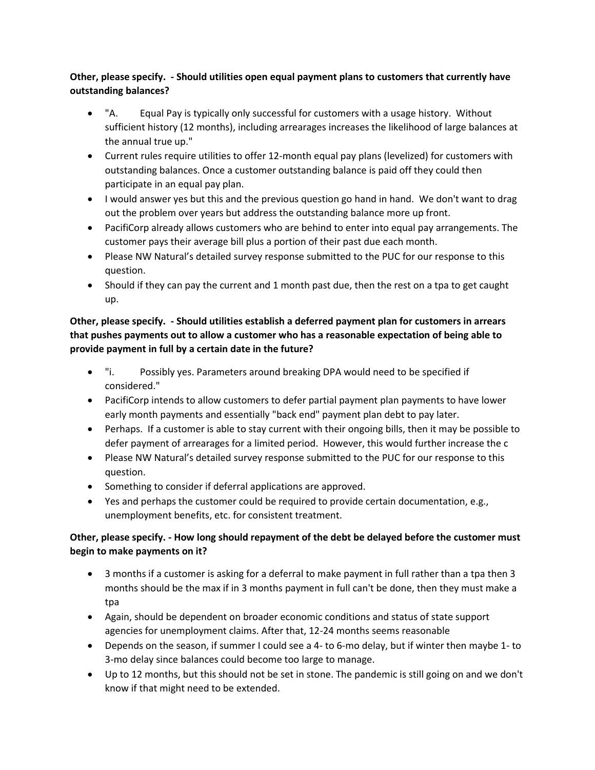**Other, please specify. - Should utilities open equal payment plans to customers that currently have outstanding balances?**

- "A.   Equal Pay is typically only successful for customers with a usage history. Without sufficient history (12 months), including arrearages increases the likelihood of large balances at the annual true up."
- Current rules require utilities to offer 12-month equal pay plans (levelized) for customers with outstanding balances. Once a customer outstanding balance is paid off they could then participate in an equal pay plan.
- I would answer yes but this and the previous question go hand in hand. We don't want to drag out the problem over years but address the outstanding balance more up front.
- PacifiCorp already allows customers who are behind to enter into equal pay arrangements. The customer pays their average bill plus a portion of their past due each month.
- Please NW Natural's detailed survey response submitted to the PUC for our response to this question.
- Should if they can pay the current and 1 month past due, then the rest on a tpa to get caught up.

**Other, please specify. - Should utilities establish a deferred payment plan for customers in arrears that pushes payments out to allow a customer who has a reasonable expectation of being able to provide payment in full by a certain date in the future?**

- "i.   Possibly yes. Parameters around breaking DPA would need to be specified if considered."
- PacifiCorp intends to allow customers to defer partial payment plan payments to have lower early month payments and essentially "back end" payment plan debt to pay later.
- Perhaps. If a customer is able to stay current with their ongoing bills, then it may be possible to defer payment of arrearages for a limited period. However, this would further increase the c
- Please NW Natural's detailed survey response submitted to the PUC for our response to this question.
- Something to consider if deferral applications are approved.
- Yes and perhaps the customer could be required to provide certain documentation, e.g., unemployment benefits, etc. for consistent treatment.

**Other, please specify. - How long should repayment of the debt be delayed before the customer must begin to make payments on it?**

- 3 months if a customer is asking for a deferral to make payment in full rather than a tpa then 3 months should be the max if in 3 months payment in full can't be done, then they must make a tpa
- Again, should be dependent on broader economic conditions and status of state support agencies for unemployment claims. After that, 12-24 months seems reasonable
- Depends on the season, if summer I could see a 4- to 6-mo delay, but if winter then maybe 1- to 3-mo delay since balances could become too large to manage.
- Up to 12 months, but this should not be set in stone. The pandemic is still going on and we don't know if that might need to be extended.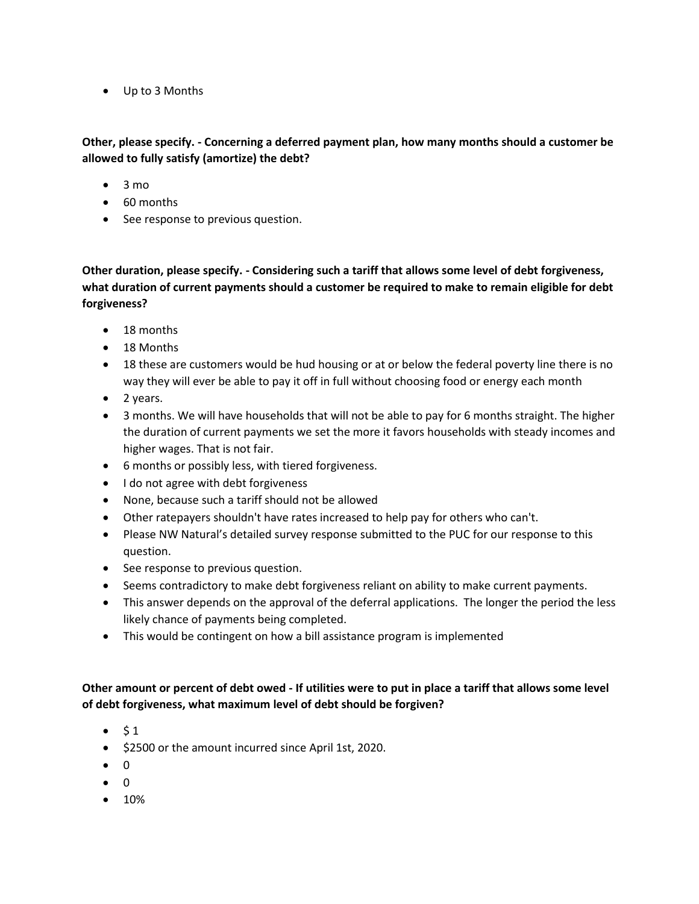- Up to 3 Months

**Other, please specify. - Concerning a deferred payment plan, how many months should a customer be allowed to fully satisfy (amortize) the debt?**

- 3 mo
- 60 months
- See response to previous question.

**Other duration, please specify. - Considering such a tariff that allows some level of debt forgiveness, what duration of current payments should a customer be required to make to remain eligible for debt forgiveness?**

- 18 months
- 18 Months
- 18 these are customers would be hud housing or at or below the federal poverty line there is no way they will ever be able to pay it off in full without choosing food or energy each month
- 2 years.
- 3 months. We will have households that will not be able to pay for 6 months straight. The higher the duration of current payments we set the more it favors households with steady incomes and higher wages. That is not fair.
- 6 months or possibly less, with tiered forgiveness.
- I do not agree with debt forgiveness
- None, because such a tariff should not be allowed
- Other ratepayers shouldn't have rates increased to help pay for others who can't.
- Please NW Natural's detailed survey response submitted to the PUC for our response to this question.
- See response to previous question.
- Seems contradictory to make debt forgiveness reliant on ability to make current payments.
- This answer depends on the approval of the deferral applications. The longer the period the less likely chance of payments being completed.
- This would be contingent on how a bill assistance program is implemented

**Other amount or percent of debt owed - If utilities were to put in place a tariff that allows some level of debt forgiveness, what maximum level of debt should be forgiven?**

- $ 1
- $2500 or the amount incurred since April 1st, 2020.
- 0
- 0
- 10%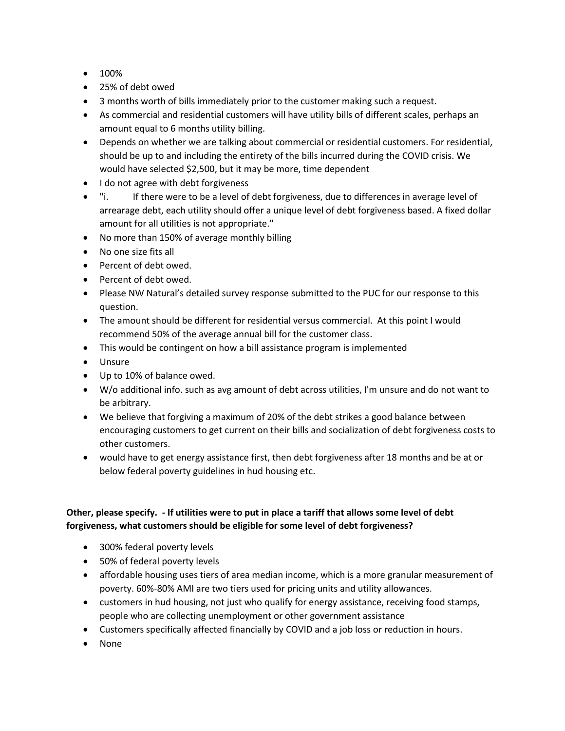- 100%
- 25% of debt owed
- 3 months worth of bills immediately prior to the customer making such a request.
- As commercial and residential customers will have utility bills of different scales, perhaps an amount equal to 6 months utility billing.
- Depends on whether we are talking about commercial or residential customers. For residential, should be up to and including the entirety of the bills incurred during the COVID crisis. We would have selected $2,500, but it may be more, time dependent
- I do not agree with debt forgiveness
- "i. If there were to be a level of debt forgiveness, due to differences in average level of arrearage debt, each utility should offer a unique level of debt forgiveness based. A fixed dollar amount for all utilities is not appropriate."
- No more than 150% of average monthly billing
- No one size fits all
- Percent of debt owed.
- Percent of debt owed.
- Please NW Natural's detailed survey response submitted to the PUC for our response to this question.
- The amount should be different for residential versus commercial. At this point I would recommend 50% of the average annual bill for the customer class.
- This would be contingent on how a bill assistance program is implemented
- Unsure
- Up to 10% of balance owed.
- W/o additional info. such as avg amount of debt across utilities, I'm unsure and do not want to be arbitrary.
- We believe that forgiving a maximum of 20% of the debt strikes a good balance between encouraging customers to get current on their bills and socialization of debt forgiveness costs to other customers.
- would have to get energy assistance first, then debt forgiveness after 18 months and be at or below federal poverty guidelines in hud housing etc.

**Other, please specify. - If utilities were to put in place a tariff that allows some level of debt forgiveness, what customers should be eligible for some level of debt forgiveness?**

- 300% federal poverty levels
- 50% of federal poverty levels
- affordable housing uses tiers of area median income, which is a more granular measurement of poverty. 60%-80% AMI are two tiers used for pricing units and utility allowances.
- customers in hud housing, not just who qualify for energy assistance, receiving food stamps, people who are collecting unemployment or other government assistance
- Customers specifically affected financially by COVID and a job loss or reduction in hours.
- None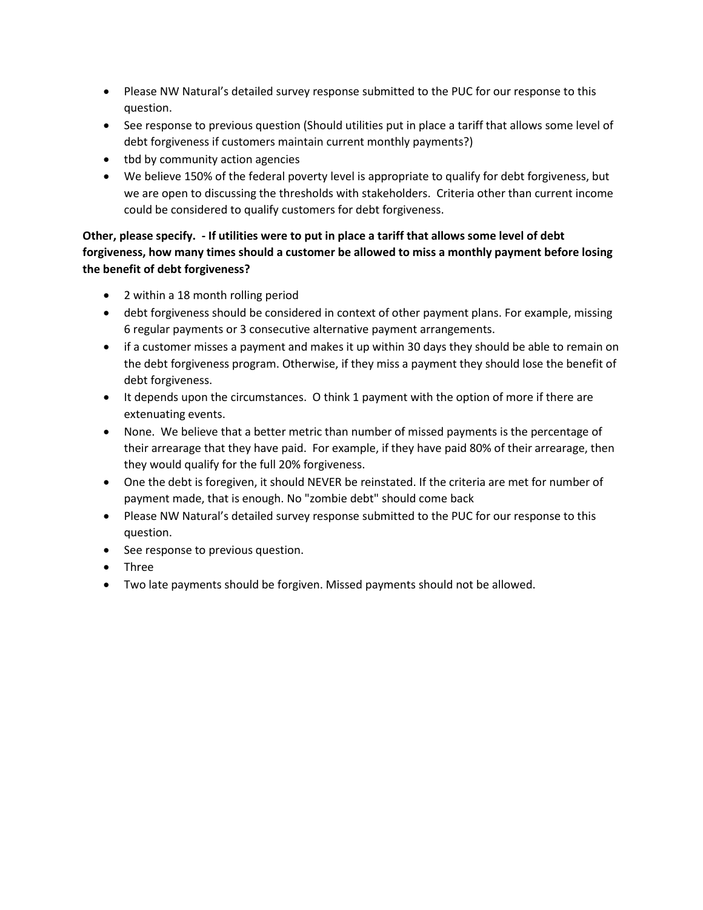- Please NW Natural's detailed survey response submitted to the PUC for our response to this question.
- See response to previous question (Should utilities put in place a tariff that allows some level of debt forgiveness if customers maintain current monthly payments?)
- tbd by community action agencies
- We believe 150% of the federal poverty level is appropriate to qualify for debt forgiveness, but we are open to discussing the thresholds with stakeholders. Criteria other than current income could be considered to qualify customers for debt forgiveness.

**Other, please specify. - If utilities were to put in place a tariff that allows some level of debt forgiveness, how many times should a customer be allowed to miss a monthly payment before losing the benefit of debt forgiveness?**

- 2 within a 18 month rolling period
- debt forgiveness should be considered in context of other payment plans. For example, missing 6 regular payments or 3 consecutive alternative payment arrangements.
- if a customer misses a payment and makes it up within 30 days they should be able to remain on the debt forgiveness program. Otherwise, if they miss a payment they should lose the benefit of debt forgiveness.
- It depends upon the circumstances. O think 1 payment with the option of more if there are extenuating events.
- None. We believe that a better metric than number of missed payments is the percentage of their arrearage that they have paid. For example, if they have paid 80% of their arrearage, then they would qualify for the full 20% forgiveness.
- One the debt is foregiven, it should NEVER be reinstated. If the criteria are met for number of payment made, that is enough. No "zombie debt" should come back
- Please NW Natural's detailed survey response submitted to the PUC for our response to this question.
- See response to previous question.
- Three
- Two late payments should be forgiven. Missed payments should not be allowed.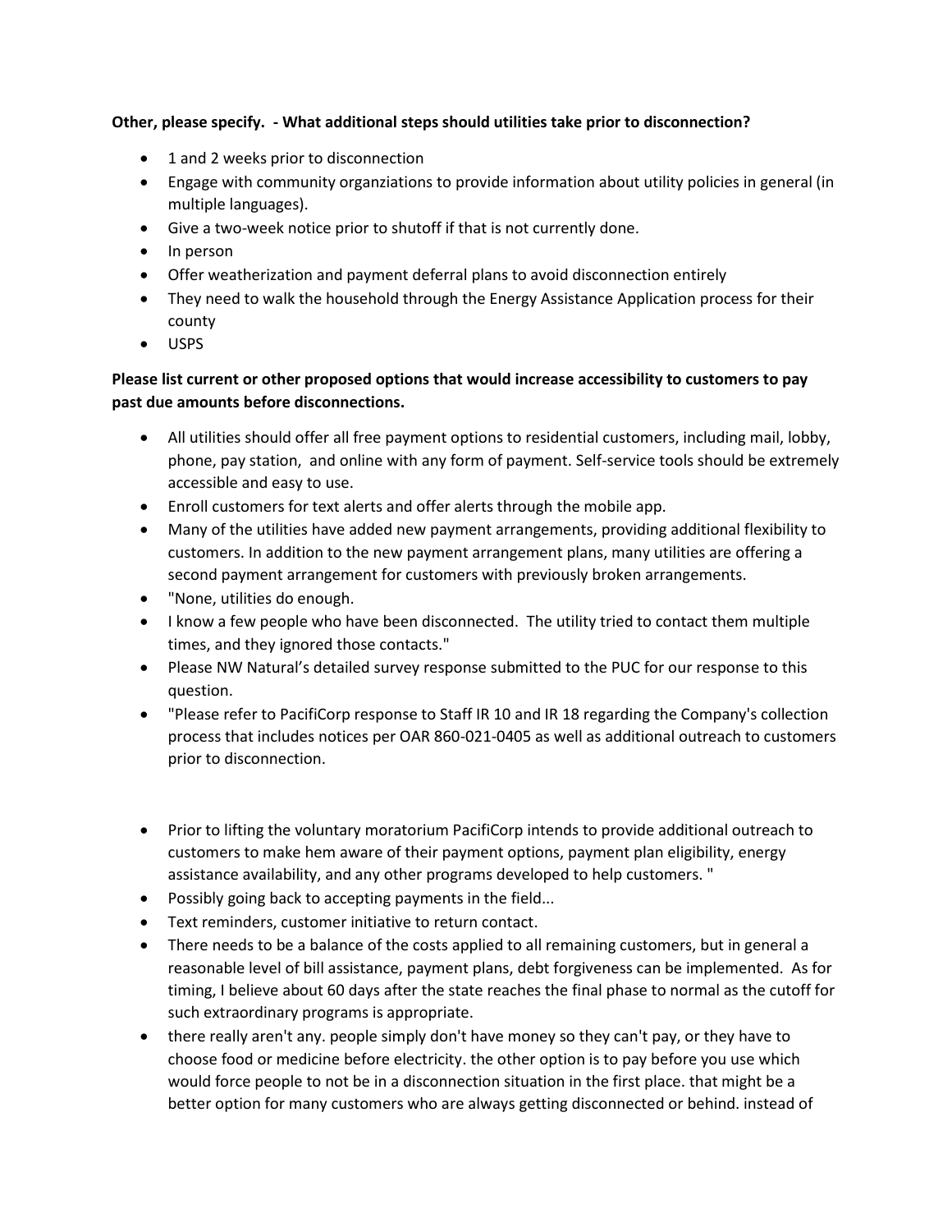**Other, please specify. - What additional steps should utilities take prior to disconnection?**

- 1 and 2 weeks prior to disconnection
- Engage with community organziations to provide information about utility policies in general (in multiple languages).
- Give a two-week notice prior to shutoff if that is not currently done.
- In person
- Offer weatherization and payment deferral plans to avoid disconnection entirely
- They need to walk the household through the Energy Assistance Application process for their county
- USPS

**Please list current or other proposed options that would increase accessibility to customers to pay past due amounts before disconnections.**

- All utilities should offer all free payment options to residential customers, including mail, lobby, phone, pay station, and online with any form of payment. Self-service tools should be extremely accessible and easy to use.
- Enroll customers for text alerts and offer alerts through the mobile app.
- Many of the utilities have added new payment arrangements, providing additional flexibility to customers. In addition to the new payment arrangement plans, many utilities are offering a second payment arrangement for customers with previously broken arrangements.
- "None, utilities do enough.
- I know a few people who have been disconnected. The utility tried to contact them multiple times, and they ignored those contacts."
- Please NW Natural's detailed survey response submitted to the PUC for our response to this question.
- "Please refer to PacifiCorp response to Staff IR 10 and IR 18 regarding the Company's collection process that includes notices per OAR 860-021-0405 as well as additional outreach to customers prior to disconnection.

- Prior to lifting the voluntary moratorium PacifiCorp intends to provide additional outreach to customers to make hem aware of their payment options, payment plan eligibility, energy assistance availability, and any other programs developed to help customers. "
- Possibly going back to accepting payments in the field...
- Text reminders, customer initiative to return contact.
- There needs to be a balance of the costs applied to all remaining customers, but in general a reasonable level of bill assistance, payment plans, debt forgiveness can be implemented. As for timing, I believe about 60 days after the state reaches the final phase to normal as the cutoff for such extraordinary programs is appropriate.
- there really aren't any. people simply don't have money so they can't pay, or they have to choose food or medicine before electricity. the other option is to pay before you use which would force people to not be in a disconnection situation in the first place. that might be a better option for many customers who are always getting disconnected or behind. instead of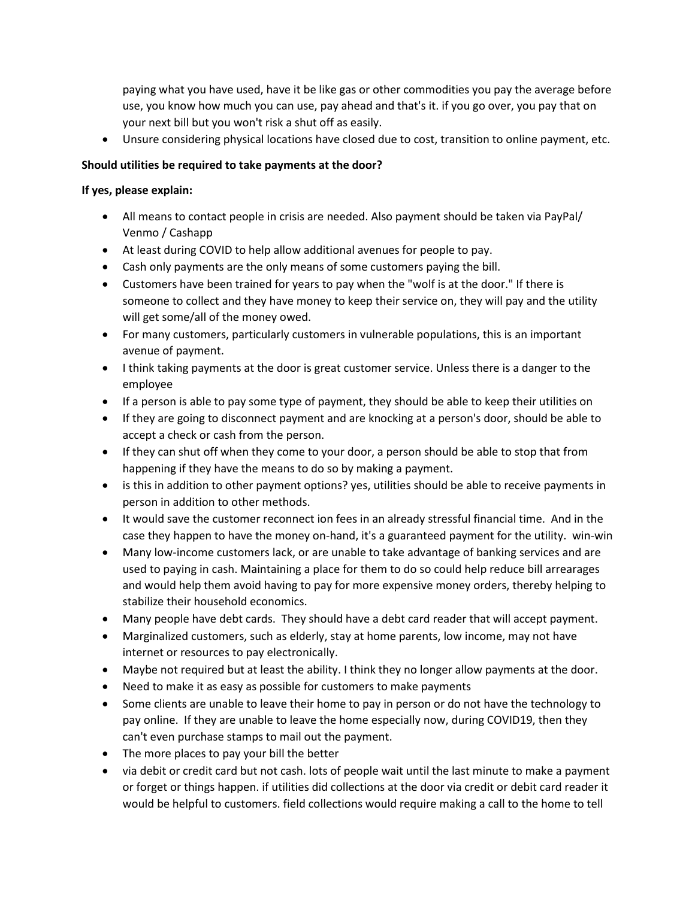paying what you have used, have it be like gas or other commodities you pay the average before use, you know how much you can use, pay ahead and that's it. if you go over, you pay that on your next bill but you won't risk a shut off as easily.

- Unsure considering physical locations have closed due to cost, transition to online payment, etc.

**Should utilities be required to take payments at the door?**

**If yes, please explain:**

- All means to contact people in crisis are needed. Also payment should be taken via PayPal/ Venmo / Cashapp
- At least during COVID to help allow additional avenues for people to pay.
- Cash only payments are the only means of some customers paying the bill.
- Customers have been trained for years to pay when the "wolf is at the door." If there is someone to collect and they have money to keep their service on, they will pay and the utility will get some/all of the money owed.
- For many customers, particularly customers in vulnerable populations, this is an important avenue of payment.
- I think taking payments at the door is great customer service. Unless there is a danger to the employee
- If a person is able to pay some type of payment, they should be able to keep their utilities on
- If they are going to disconnect payment and are knocking at a person's door, should be able to accept a check or cash from the person.
- If they can shut off when they come to your door, a person should be able to stop that from happening if they have the means to do so by making a payment.
- is this in addition to other payment options? yes, utilities should be able to receive payments in person in addition to other methods.
- It would save the customer reconnect ion fees in an already stressful financial time. And in the case they happen to have the money on-hand, it's a guaranteed payment for the utility. win-win
- Many low-income customers lack, or are unable to take advantage of banking services and are used to paying in cash. Maintaining a place for them to do so could help reduce bill arrearages and would help them avoid having to pay for more expensive money orders, thereby helping to stabilize their household economics.
- Many people have debt cards. They should have a debt card reader that will accept payment.
- Marginalized customers, such as elderly, stay at home parents, low income, may not have internet or resources to pay electronically.
- Maybe not required but at least the ability. I think they no longer allow payments at the door.
- Need to make it as easy as possible for customers to make payments
- Some clients are unable to leave their home to pay in person or do not have the technology to pay online. If they are unable to leave the home especially now, during COVID19, then they can't even purchase stamps to mail out the payment.
- The more places to pay your bill the better
- via debit or credit card but not cash. lots of people wait until the last minute to make a payment or forget or things happen. if utilities did collections at the door via credit or debit card reader it would be helpful to customers. field collections would require making a call to the home to tell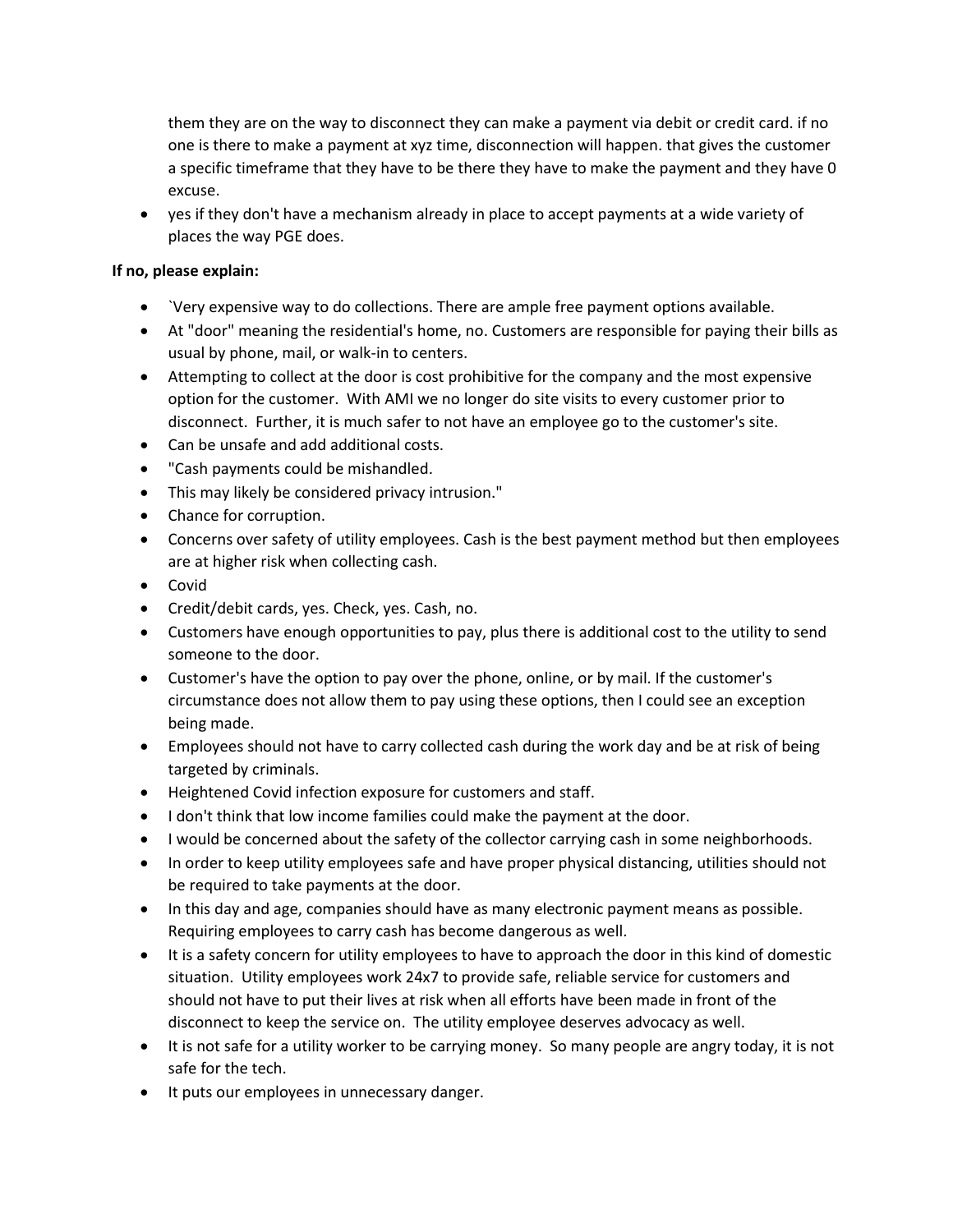them they are on the way to disconnect they can make a payment via debit or credit card. if no one is there to make a payment at xyz time, disconnection will happen. that gives the customer a specific timeframe that they have to be there they have to make the payment and they have 0 excuse.

- yes if they don't have a mechanism already in place to accept payments at a wide variety of places the way PGE does.

**If no, please explain:**

- `Very expensive way to do collections. There are ample free payment options available.
- At "door" meaning the residential's home, no. Customers are responsible for paying their bills as usual by phone, mail, or walk-in to centers.
- Attempting to collect at the door is cost prohibitive for the company and the most expensive option for the customer. With AMI we no longer do site visits to every customer prior to disconnect. Further, it is much safer to not have an employee go to the customer's site.
- Can be unsafe and add additional costs.
- "Cash payments could be mishandled.
- This may likely be considered privacy intrusion."
- Chance for corruption.
- Concerns over safety of utility employees. Cash is the best payment method but then employees are at higher risk when collecting cash.
- Covid
- Credit/debit cards, yes. Check, yes. Cash, no.
- Customers have enough opportunities to pay, plus there is additional cost to the utility to send someone to the door.
- Customer's have the option to pay over the phone, online, or by mail. If the customer's circumstance does not allow them to pay using these options, then I could see an exception being made.
- Employees should not have to carry collected cash during the work day and be at risk of being targeted by criminals.
- Heightened Covid infection exposure for customers and staff.
- I don't think that low income families could make the payment at the door.
- I would be concerned about the safety of the collector carrying cash in some neighborhoods.
- In order to keep utility employees safe and have proper physical distancing, utilities should not be required to take payments at the door.
- In this day and age, companies should have as many electronic payment means as possible. Requiring employees to carry cash has become dangerous as well.
- It is a safety concern for utility employees to have to approach the door in this kind of domestic situation. Utility employees work 24x7 to provide safe, reliable service for customers and should not have to put their lives at risk when all efforts have been made in front of the disconnect to keep the service on. The utility employee deserves advocacy as well.
- It is not safe for a utility worker to be carrying money. So many people are angry today, it is not safe for the tech.
- It puts our employees in unnecessary danger.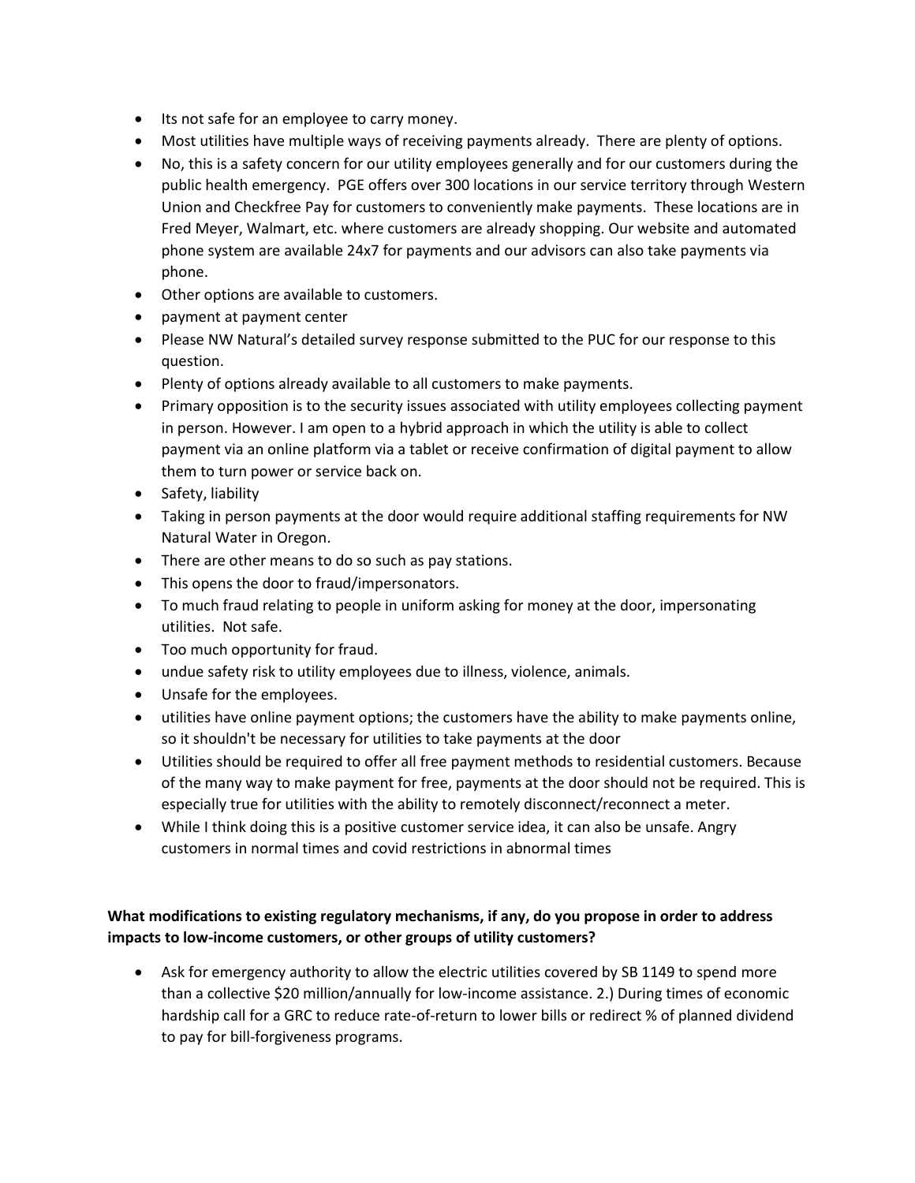- Its not safe for an employee to carry money.
- Most utilities have multiple ways of receiving payments already. There are plenty of options.
- No, this is a safety concern for our utility employees generally and for our customers during the public health emergency. PGE offers over 300 locations in our service territory through Western Union and Checkfree Pay for customers to conveniently make payments. These locations are in Fred Meyer, Walmart, etc. where customers are already shopping. Our website and automated phone system are available 24x7 for payments and our advisors can also take payments via phone.
- Other options are available to customers.
- payment at payment center
- Please NW Natural's detailed survey response submitted to the PUC for our response to this question.
- Plenty of options already available to all customers to make payments.
- Primary opposition is to the security issues associated with utility employees collecting payment in person. However. I am open to a hybrid approach in which the utility is able to collect payment via an online platform via a tablet or receive confirmation of digital payment to allow them to turn power or service back on.
- Safety, liability
- Taking in person payments at the door would require additional staffing requirements for NW Natural Water in Oregon.
- There are other means to do so such as pay stations.
- This opens the door to fraud/impersonators.
- To much fraud relating to people in uniform asking for money at the door, impersonating utilities. Not safe.
- Too much opportunity for fraud.
- undue safety risk to utility employees due to illness, violence, animals.
- Unsafe for the employees.
- utilities have online payment options; the customers have the ability to make payments online, so it shouldn't be necessary for utilities to take payments at the door
- Utilities should be required to offer all free payment methods to residential customers. Because of the many way to make payment for free, payments at the door should not be required. This is especially true for utilities with the ability to remotely disconnect/reconnect a meter.
- While I think doing this is a positive customer service idea, it can also be unsafe. Angry customers in normal times and covid restrictions in abnormal times

**What modifications to existing regulatory mechanisms, if any, do you propose in order to address impacts to low-income customers, or other groups of utility customers?**

- Ask for emergency authority to allow the electric utilities covered by SB 1149 to spend more than a collective $20 million/annually for low-income assistance. 2.) During times of economic hardship call for a GRC to reduce rate-of-return to lower bills or redirect % of planned dividend to pay for bill-forgiveness programs.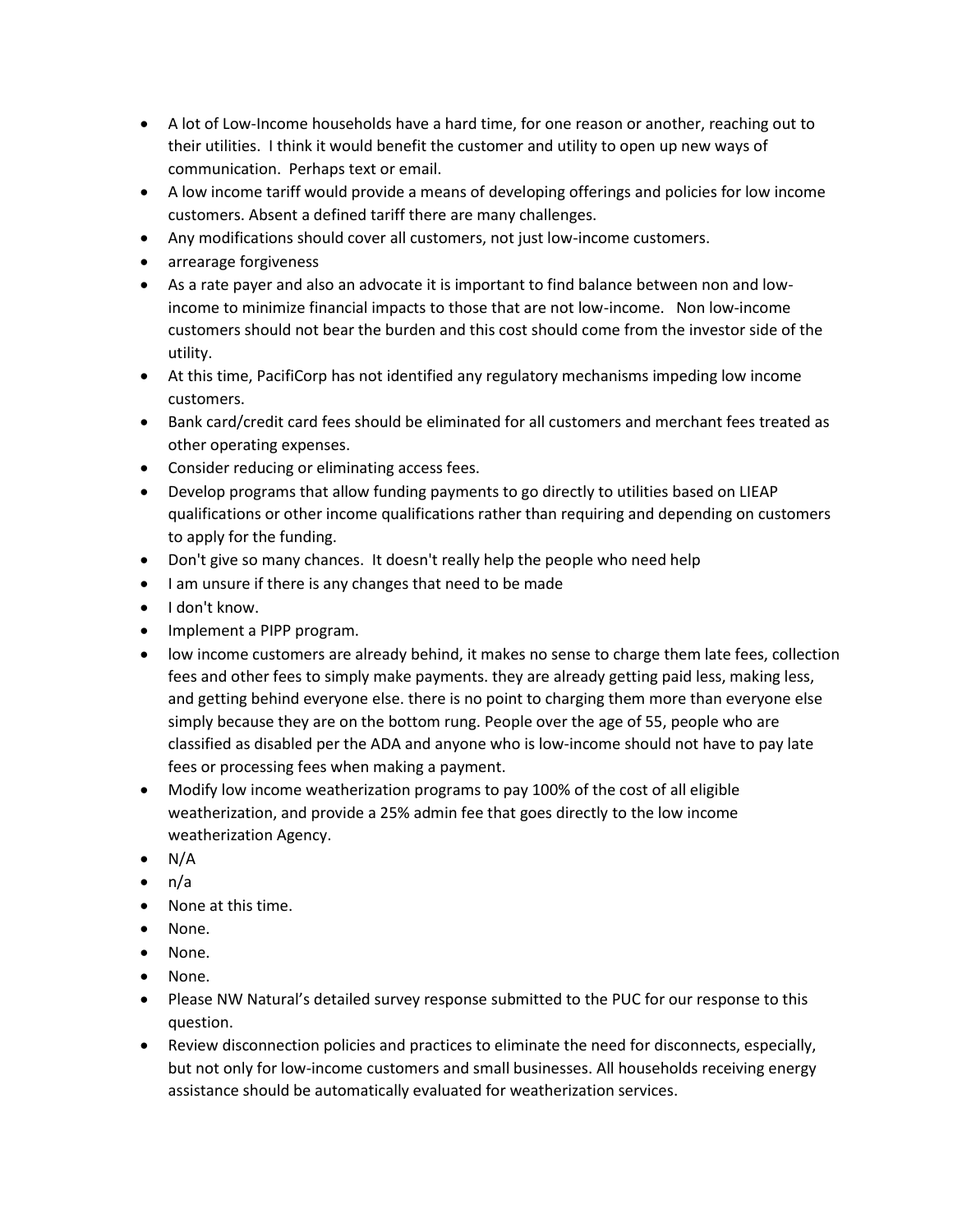- A lot of Low-Income households have a hard time, for one reason or another, reaching out to their utilities. I think it would benefit the customer and utility to open up new ways of communication. Perhaps text or email.
- A low income tariff would provide a means of developing offerings and policies for low income customers. Absent a defined tariff there are many challenges.
- Any modifications should cover all customers, not just low-income customers.
- arrearage forgiveness
- As a rate payer and also an advocate it is important to find balance between non and low-income to minimize financial impacts to those that are not low-income. Non low-income customers should not bear the burden and this cost should come from the investor side of the utility.
- At this time, PacifiCorp has not identified any regulatory mechanisms impeding low income customers.
- Bank card/credit card fees should be eliminated for all customers and merchant fees treated as other operating expenses.
- Consider reducing or eliminating access fees.
- Develop programs that allow funding payments to go directly to utilities based on LIEAP qualifications or other income qualifications rather than requiring and depending on customers to apply for the funding.
- Don't give so many chances. It doesn't really help the people who need help
- I am unsure if there is any changes that need to be made
- I don't know.
- Implement a PIPP program.
- low income customers are already behind, it makes no sense to charge them late fees, collection fees and other fees to simply make payments. they are already getting paid less, making less, and getting behind everyone else. there is no point to charging them more than everyone else simply because they are on the bottom rung. People over the age of 55, people who are classified as disabled per the ADA and anyone who is low-income should not have to pay late fees or processing fees when making a payment.
- Modify low income weatherization programs to pay 100% of the cost of all eligible weatherization, and provide a 25% admin fee that goes directly to the low income weatherization Agency.
- N/A
- n/a
- None at this time.
- None.
- None.
- None.
- Please NW Natural's detailed survey response submitted to the PUC for our response to this question.
- Review disconnection policies and practices to eliminate the need for disconnects, especially, but not only for low-income customers and small businesses. All households receiving energy assistance should be automatically evaluated for weatherization services.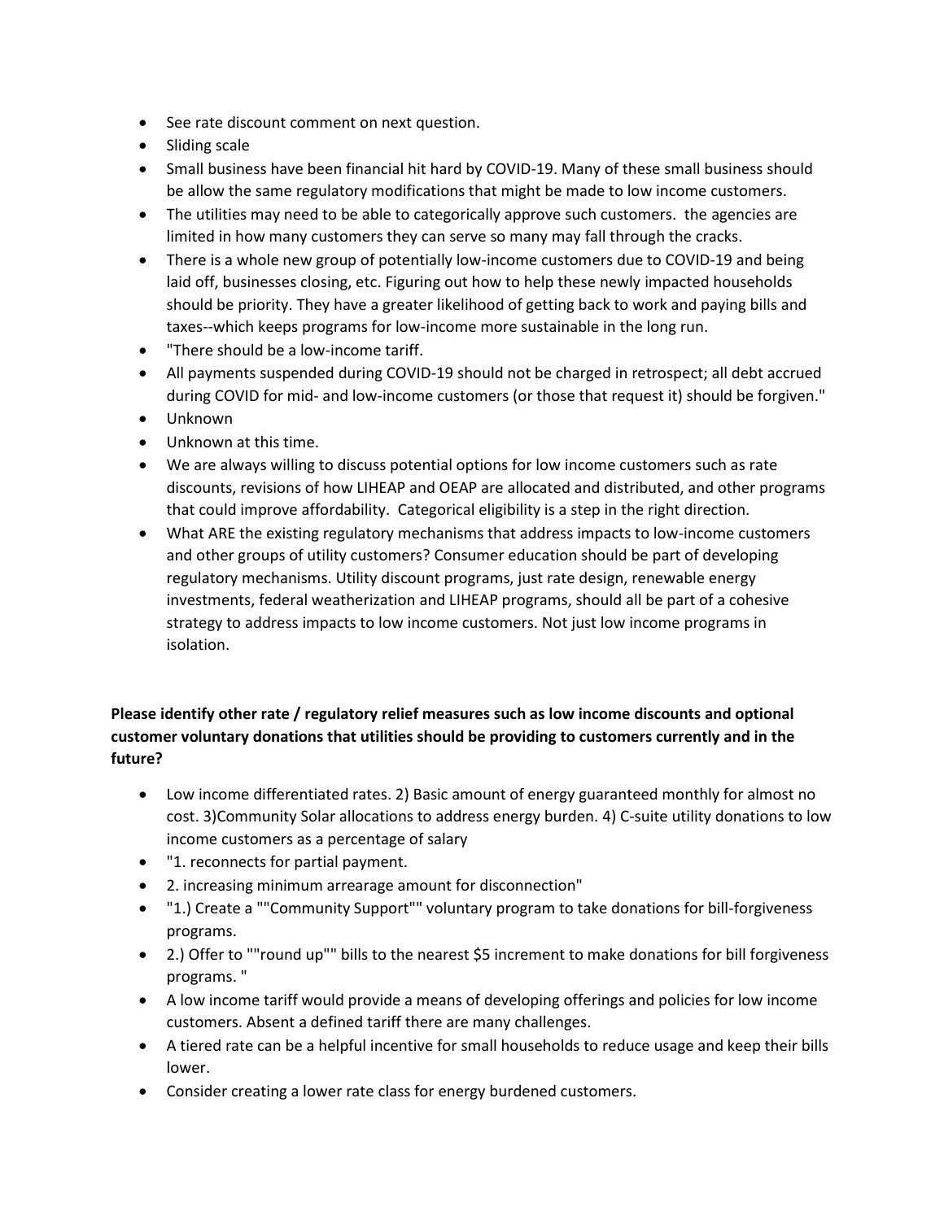- See rate discount comment on next question.
- Sliding scale
- Small business have been financial hit hard by COVID-19. Many of these small business should be allow the same regulatory modifications that might be made to low income customers.
- The utilities may need to be able to categorically approve such customers. the agencies are limited in how many customers they can serve so many may fall through the cracks.
- There is a whole new group of potentially low-income customers due to COVID-19 and being laid off, businesses closing, etc. Figuring out how to help these newly impacted households should be priority. They have a greater likelihood of getting back to work and paying bills and taxes--which keeps programs for low-income more sustainable in the long run.
- "There should be a low-income tariff.
- All payments suspended during COVID-19 should not be charged in retrospect; all debt accrued during COVID for mid- and low-income customers (or those that request it) should be forgiven."
- Unknown
- Unknown at this time.
- We are always willing to discuss potential options for low income customers such as rate discounts, revisions of how LIHEAP and OEAP are allocated and distributed, and other programs that could improve affordability. Categorical eligibility is a step in the right direction.
- What ARE the existing regulatory mechanisms that address impacts to low-income customers and other groups of utility customers? Consumer education should be part of developing regulatory mechanisms. Utility discount programs, just rate design, renewable energy investments, federal weatherization and LIHEAP programs, should all be part of a cohesive strategy to address impacts to low income customers. Not just low income programs in isolation.

**Please identify other rate / regulatory relief measures such as low income discounts and optional customer voluntary donations that utilities should be providing to customers currently and in the future?**

- Low income differentiated rates. 2) Basic amount of energy guaranteed monthly for almost no cost. 3)Community Solar allocations to address energy burden. 4) C-suite utility donations to low income customers as a percentage of salary
- "1. reconnects for partial payment.
- 2. increasing minimum arrearage amount for disconnection"
- "1.) Create a ""Community Support"" voluntary program to take donations for bill-forgiveness programs.
- 2.) Offer to ""round up"" bills to the nearest $5 increment to make donations for bill forgiveness programs. "
- A low income tariff would provide a means of developing offerings and policies for low income customers. Absent a defined tariff there are many challenges.
- A tiered rate can be a helpful incentive for small households to reduce usage and keep their bills lower.
- Consider creating a lower rate class for energy burdened customers.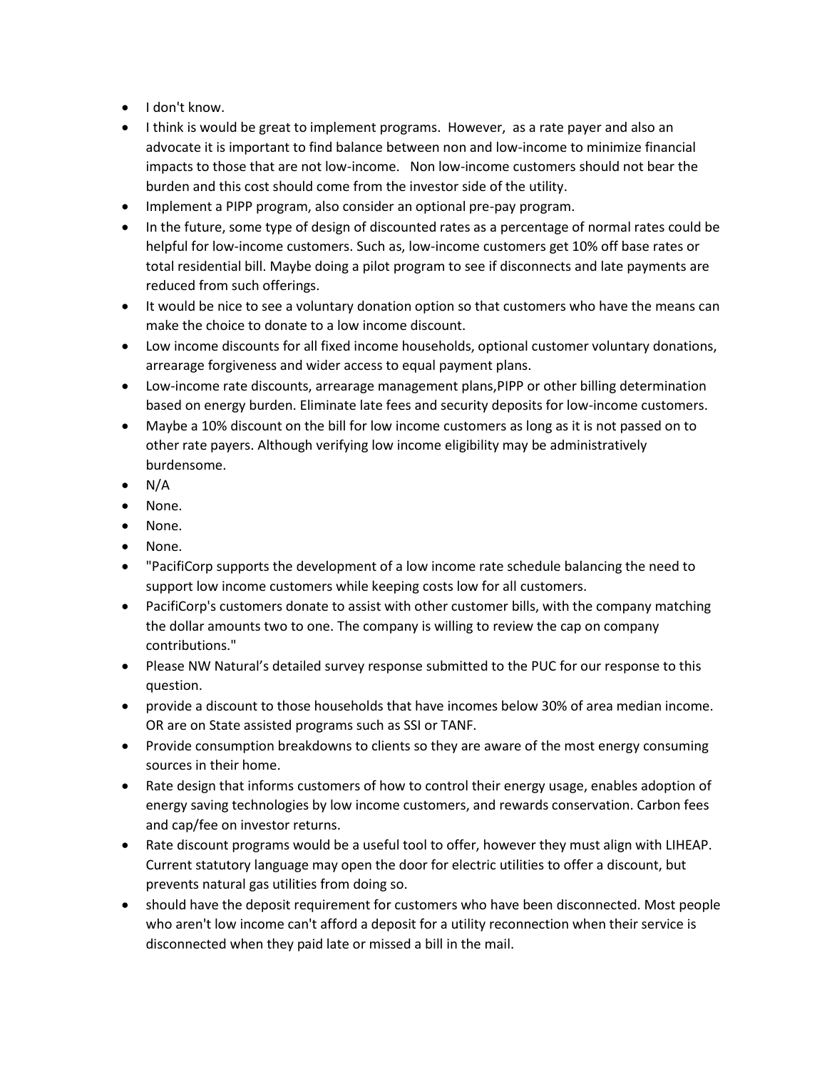- I don't know.
- I think is would be great to implement programs. However, as a rate payer and also an advocate it is important to find balance between non and low-income to minimize financial impacts to those that are not low-income. Non low-income customers should not bear the burden and this cost should come from the investor side of the utility.
- Implement a PIPP program, also consider an optional pre-pay program.
- In the future, some type of design of discounted rates as a percentage of normal rates could be helpful for low-income customers. Such as, low-income customers get 10% off base rates or total residential bill. Maybe doing a pilot program to see if disconnects and late payments are reduced from such offerings.
- It would be nice to see a voluntary donation option so that customers who have the means can make the choice to donate to a low income discount.
- Low income discounts for all fixed income households, optional customer voluntary donations, arrearage forgiveness and wider access to equal payment plans.
- Low-income rate discounts, arrearage management plans,PIPP or other billing determination based on energy burden. Eliminate late fees and security deposits for low-income customers.
- Maybe a 10% discount on the bill for low income customers as long as it is not passed on to other rate payers. Although verifying low income eligibility may be administratively burdensome.
- N/A
- None.
- None.
- None.
- "PacifiCorp supports the development of a low income rate schedule balancing the need to support low income customers while keeping costs low for all customers.
- PacifiCorp's customers donate to assist with other customer bills, with the company matching the dollar amounts two to one. The company is willing to review the cap on company contributions."
- Please NW Natural's detailed survey response submitted to the PUC for our response to this question.
- provide a discount to those households that have incomes below 30% of area median income. OR are on State assisted programs such as SSI or TANF.
- Provide consumption breakdowns to clients so they are aware of the most energy consuming sources in their home.
- Rate design that informs customers of how to control their energy usage, enables adoption of energy saving technologies by low income customers, and rewards conservation. Carbon fees and cap/fee on investor returns.
- Rate discount programs would be a useful tool to offer, however they must align with LIHEAP. Current statutory language may open the door for electric utilities to offer a discount, but prevents natural gas utilities from doing so.
- should have the deposit requirement for customers who have been disconnected. Most people who aren't low income can't afford a deposit for a utility reconnection when their service is disconnected when they paid late or missed a bill in the mail.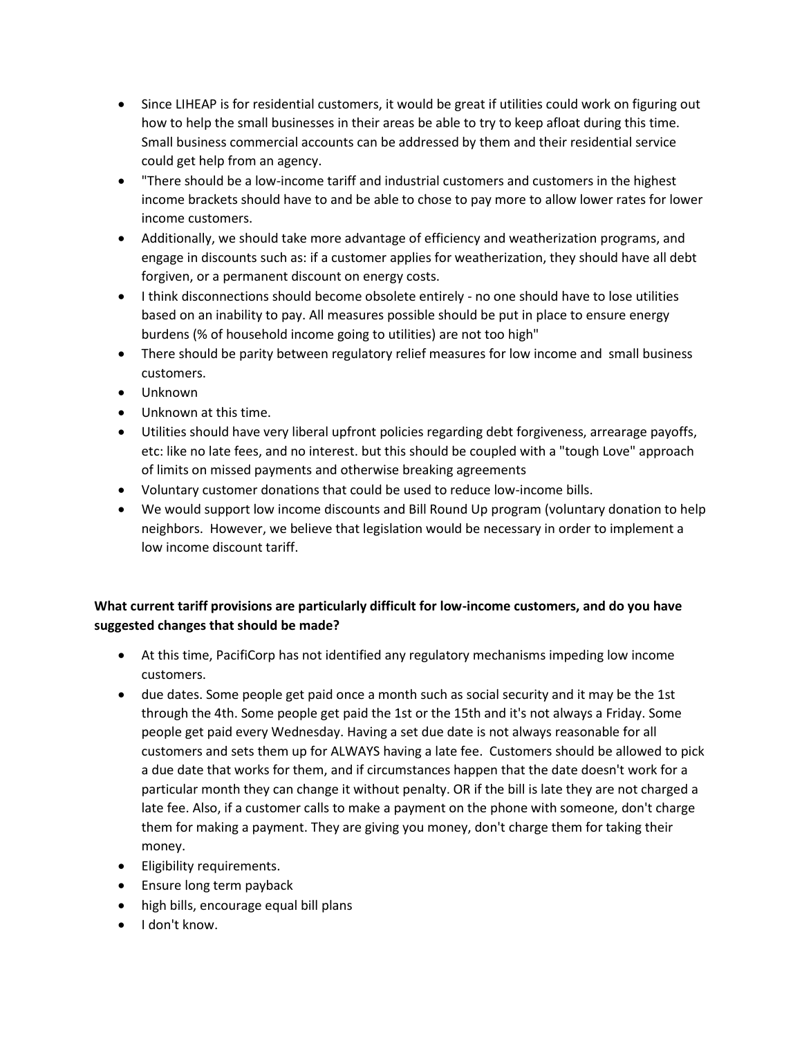- Since LIHEAP is for residential customers, it would be great if utilities could work on figuring out how to help the small businesses in their areas be able to try to keep afloat during this time. Small business commercial accounts can be addressed by them and their residential service could get help from an agency.
- "There should be a low-income tariff and industrial customers and customers in the highest income brackets should have to and be able to chose to pay more to allow lower rates for lower income customers.
- Additionally, we should take more advantage of efficiency and weatherization programs, and engage in discounts such as: if a customer applies for weatherization, they should have all debt forgiven, or a permanent discount on energy costs.
- I think disconnections should become obsolete entirely - no one should have to lose utilities based on an inability to pay. All measures possible should be put in place to ensure energy burdens (% of household income going to utilities) are not too high"
- There should be parity between regulatory relief measures for low income and small business customers.
- Unknown
- Unknown at this time.
- Utilities should have very liberal upfront policies regarding debt forgiveness, arrearage payoffs, etc: like no late fees, and no interest. but this should be coupled with a "tough Love" approach of limits on missed payments and otherwise breaking agreements
- Voluntary customer donations that could be used to reduce low-income bills.
- We would support low income discounts and Bill Round Up program (voluntary donation to help neighbors. However, we believe that legislation would be necessary in order to implement a low income discount tariff.

**What current tariff provisions are particularly difficult for low-income customers, and do you have suggested changes that should be made?**

- At this time, PacifiCorp has not identified any regulatory mechanisms impeding low income customers.
- due dates. Some people get paid once a month such as social security and it may be the 1st through the 4th. Some people get paid the 1st or the 15th and it's not always a Friday. Some people get paid every Wednesday. Having a set due date is not always reasonable for all customers and sets them up for ALWAYS having a late fee. Customers should be allowed to pick a due date that works for them, and if circumstances happen that the date doesn't work for a particular month they can change it without penalty. OR if the bill is late they are not charged a late fee. Also, if a customer calls to make a payment on the phone with someone, don't charge them for making a payment. They are giving you money, don't charge them for taking their money.
- Eligibility requirements.
- Ensure long term payback
- high bills, encourage equal bill plans
- I don't know.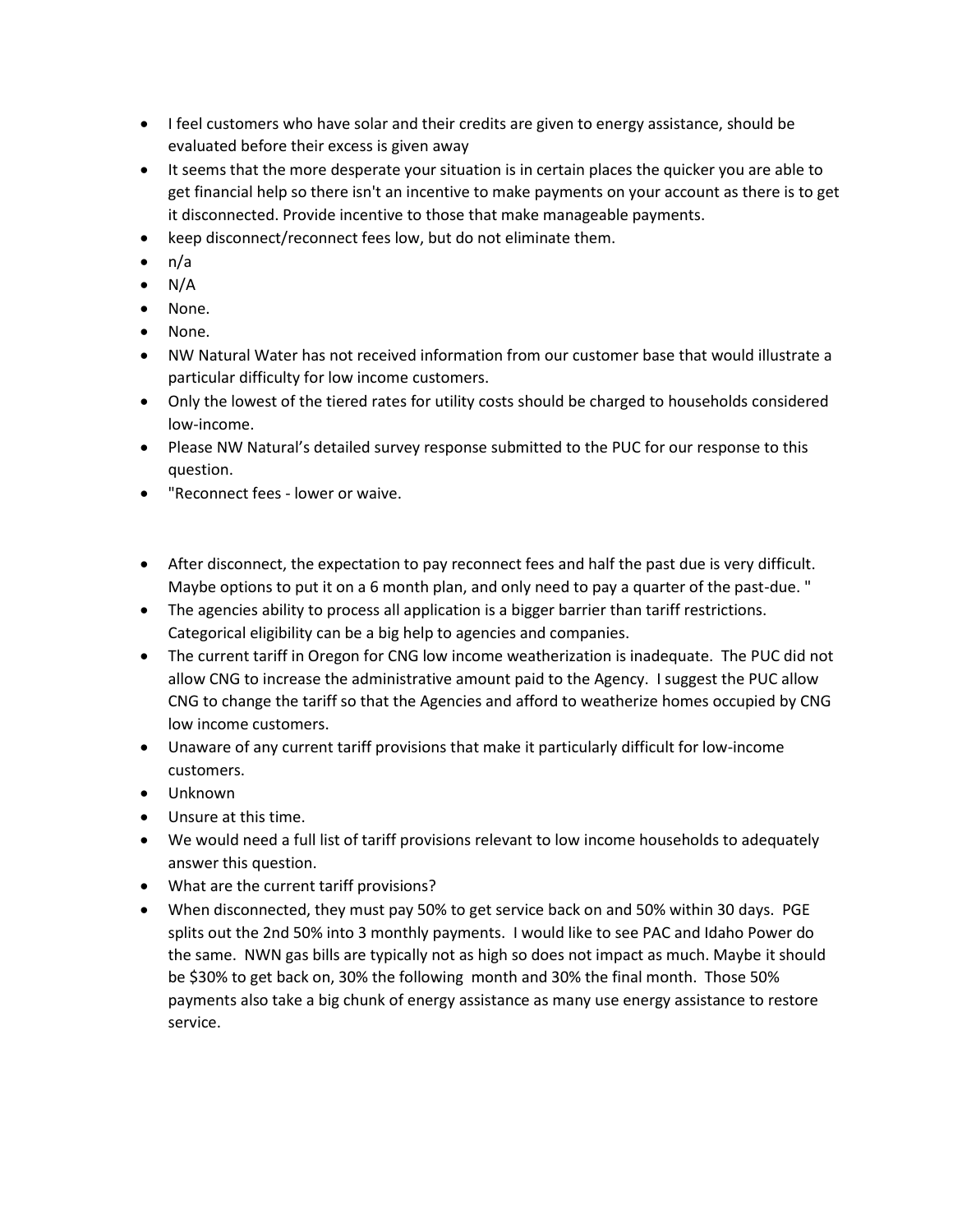- I feel customers who have solar and their credits are given to energy assistance, should be evaluated before their excess is given away
- It seems that the more desperate your situation is in certain places the quicker you are able to get financial help so there isn't an incentive to make payments on your account as there is to get it disconnected. Provide incentive to those that make manageable payments.
- keep disconnect/reconnect fees low, but do not eliminate them.
- n/a
- N/A
- None.
- None.
- NW Natural Water has not received information from our customer base that would illustrate a particular difficulty for low income customers.
- Only the lowest of the tiered rates for utility costs should be charged to households considered low-income.
- Please NW Natural's detailed survey response submitted to the PUC for our response to this question.
- "Reconnect fees - lower or waive.

- After disconnect, the expectation to pay reconnect fees and half the past due is very difficult. Maybe options to put it on a 6 month plan, and only need to pay a quarter of the past-due. "
- The agencies ability to process all application is a bigger barrier than tariff restrictions. Categorical eligibility can be a big help to agencies and companies.
- The current tariff in Oregon for CNG low income weatherization is inadequate. The PUC did not allow CNG to increase the administrative amount paid to the Agency. I suggest the PUC allow CNG to change the tariff so that the Agencies and afford to weatherize homes occupied by CNG low income customers.
- Unaware of any current tariff provisions that make it particularly difficult for low-income customers.
- Unknown
- Unsure at this time.
- We would need a full list of tariff provisions relevant to low income households to adequately answer this question.
- What are the current tariff provisions?
- When disconnected, they must pay 50% to get service back on and 50% within 30 days. PGE splits out the 2nd 50% into 3 monthly payments. I would like to see PAC and Idaho Power do the same. NWN gas bills are typically not as high so does not impact as much. Maybe it should be $30% to get back on, 30% the following month and 30% the final month. Those 50% payments also take a big chunk of energy assistance as many use energy assistance to restore service.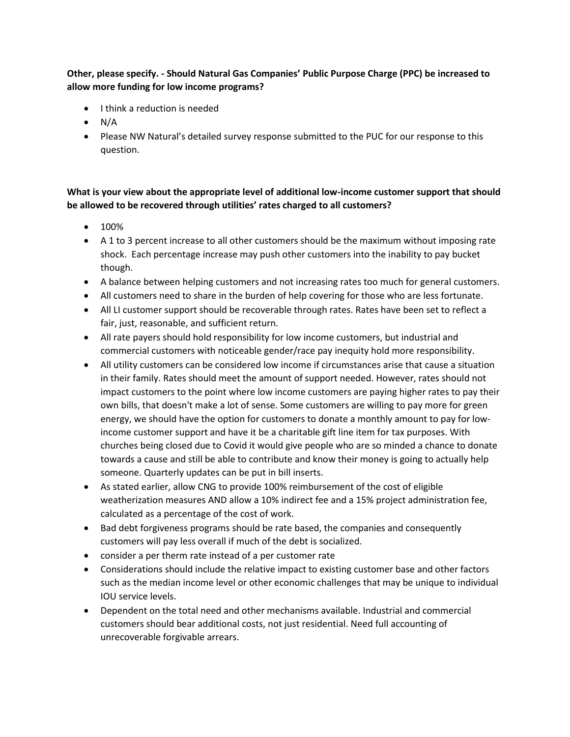**Other, please specify. - Should Natural Gas Companies' Public Purpose Charge (PPC) be increased to allow more funding for low income programs?**

- I think a reduction is needed
- N/A
- Please NW Natural's detailed survey response submitted to the PUC for our response to this question.

**What is your view about the appropriate level of additional low-income customer support that should be allowed to be recovered through utilities' rates charged to all customers?**

- 100%
- A 1 to 3 percent increase to all other customers should be the maximum without imposing rate shock. Each percentage increase may push other customers into the inability to pay bucket though.
- A balance between helping customers and not increasing rates too much for general customers.
- All customers need to share in the burden of help covering for those who are less fortunate.
- All LI customer support should be recoverable through rates. Rates have been set to reflect a fair, just, reasonable, and sufficient return.
- All rate payers should hold responsibility for low income customers, but industrial and commercial customers with noticeable gender/race pay inequity hold more responsibility.
- All utility customers can be considered low income if circumstances arise that cause a situation in their family. Rates should meet the amount of support needed. However, rates should not impact customers to the point where low income customers are paying higher rates to pay their own bills, that doesn't make a lot of sense. Some customers are willing to pay more for green energy, we should have the option for customers to donate a monthly amount to pay for low-income customer support and have it be a charitable gift line item for tax purposes. With churches being closed due to Covid it would give people who are so minded a chance to donate towards a cause and still be able to contribute and know their money is going to actually help someone. Quarterly updates can be put in bill inserts.
- As stated earlier, allow CNG to provide 100% reimbursement of the cost of eligible weatherization measures AND allow a 10% indirect fee and a 15% project administration fee, calculated as a percentage of the cost of work.
- Bad debt forgiveness programs should be rate based, the companies and consequently customers will pay less overall if much of the debt is socialized.
- consider a per therm rate instead of a per customer rate
- Considerations should include the relative impact to existing customer base and other factors such as the median income level or other economic challenges that may be unique to individual IOU service levels.
- Dependent on the total need and other mechanisms available. Industrial and commercial customers should bear additional costs, not just residential. Need full accounting of unrecoverable forgivable arrears.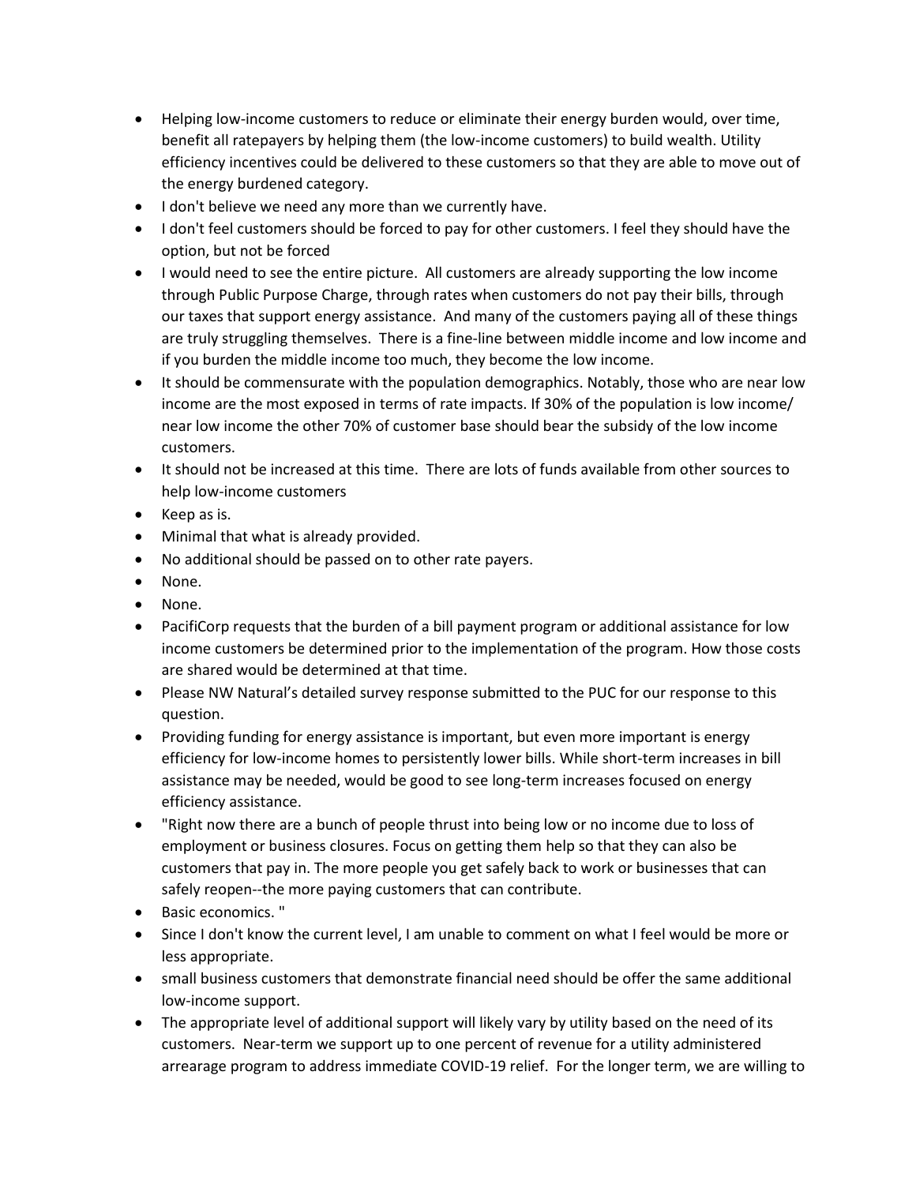- Helping low-income customers to reduce or eliminate their energy burden would, over time, benefit all ratepayers by helping them (the low-income customers) to build wealth. Utility efficiency incentives could be delivered to these customers so that they are able to move out of the energy burdened category.
- I don't believe we need any more than we currently have.
- I don't feel customers should be forced to pay for other customers. I feel they should have the option, but not be forced
- I would need to see the entire picture. All customers are already supporting the low income through Public Purpose Charge, through rates when customers do not pay their bills, through our taxes that support energy assistance. And many of the customers paying all of these things are truly struggling themselves. There is a fine-line between middle income and low income and if you burden the middle income too much, they become the low income.
- It should be commensurate with the population demographics. Notably, those who are near low income are the most exposed in terms of rate impacts. If 30% of the population is low income/ near low income the other 70% of customer base should bear the subsidy of the low income customers.
- It should not be increased at this time. There are lots of funds available from other sources to help low-income customers
- Keep as is.
- Minimal that what is already provided.
- No additional should be passed on to other rate payers.
- None.
- None.
- PacifiCorp requests that the burden of a bill payment program or additional assistance for low income customers be determined prior to the implementation of the program. How those costs are shared would be determined at that time.
- Please NW Natural's detailed survey response submitted to the PUC for our response to this question.
- Providing funding for energy assistance is important, but even more important is energy efficiency for low-income homes to persistently lower bills. While short-term increases in bill assistance may be needed, would be good to see long-term increases focused on energy efficiency assistance.
- "Right now there are a bunch of people thrust into being low or no income due to loss of employment or business closures. Focus on getting them help so that they can also be customers that pay in. The more people you get safely back to work or businesses that can safely reopen--the more paying customers that can contribute.
- Basic economics. "
- Since I don't know the current level, I am unable to comment on what I feel would be more or less appropriate.
- small business customers that demonstrate financial need should be offer the same additional low-income support.
- The appropriate level of additional support will likely vary by utility based on the need of its customers. Near-term we support up to one percent of revenue for a utility administered arrearage program to address immediate COVID-19 relief. For the longer term, we are willing to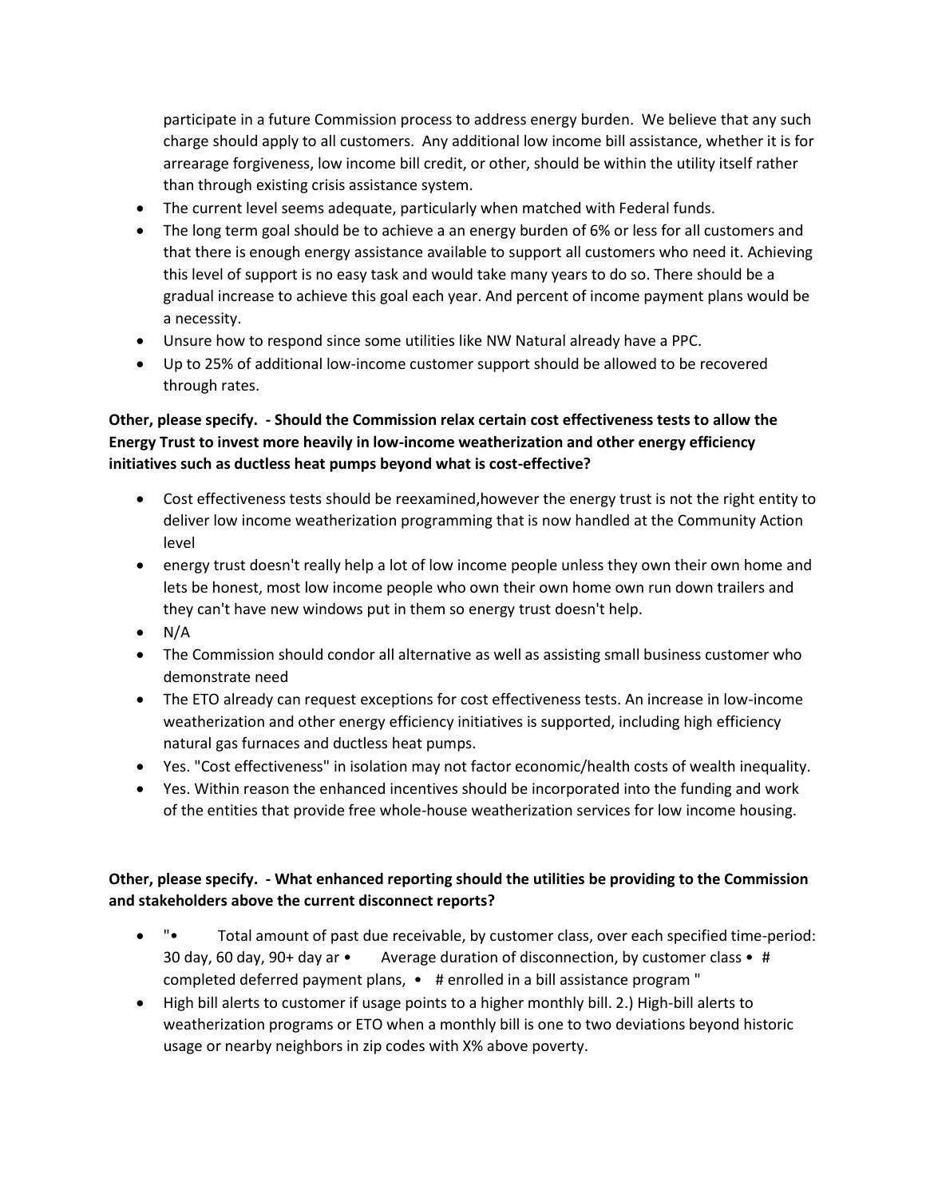participate in a future Commission process to address energy burden. We believe that any such charge should apply to all customers. Any additional low income bill assistance, whether it is for arrearage forgiveness, low income bill credit, or other, should be within the utility itself rather than through existing crisis assistance system.

- The current level seems adequate, particularly when matched with Federal funds.
- The long term goal should be to achieve a an energy burden of 6% or less for all customers and that there is enough energy assistance available to support all customers who need it. Achieving this level of support is no easy task and would take many years to do so. There should be a gradual increase to achieve this goal each year. And percent of income payment plans would be a necessity.
- Unsure how to respond since some utilities like NW Natural already have a PPC.
- Up to 25% of additional low-income customer support should be allowed to be recovered through rates.

**Other, please specify. - Should the Commission relax certain cost effectiveness tests to allow the Energy Trust to invest more heavily in low-income weatherization and other energy efficiency initiatives such as ductless heat pumps beyond what is cost-effective?**

- Cost effectiveness tests should be reexamined,however the energy trust is not the right entity to deliver low income weatherization programming that is now handled at the Community Action level
- energy trust doesn't really help a lot of low income people unless they own their own home and lets be honest, most low income people who own their own home own run down trailers and they can't have new windows put in them so energy trust doesn't help.
- N/A
- The Commission should condor all alternative as well as assisting small business customer who demonstrate need
- The ETO already can request exceptions for cost effectiveness tests. An increase in low-income weatherization and other energy efficiency initiatives is supported, including high efficiency natural gas furnaces and ductless heat pumps.
- Yes. "Cost effectiveness" in isolation may not factor economic/health costs of wealth inequality.
- Yes. Within reason the enhanced incentives should be incorporated into the funding and work of the entities that provide free whole-house weatherization services for low income housing.

**Other, please specify. - What enhanced reporting should the utilities be providing to the Commission and stakeholders above the current disconnect reports?**

- "• Total amount of past due receivable, by customer class, over each specified time-period: 30 day, 60 day, 90+ day ar • Average duration of disconnection, by customer class • # completed deferred payment plans, • # enrolled in a bill assistance program "
- High bill alerts to customer if usage points to a higher monthly bill. 2.) High-bill alerts to weatherization programs or ETO when a monthly bill is one to two deviations beyond historic usage or nearby neighbors in zip codes with X% above poverty.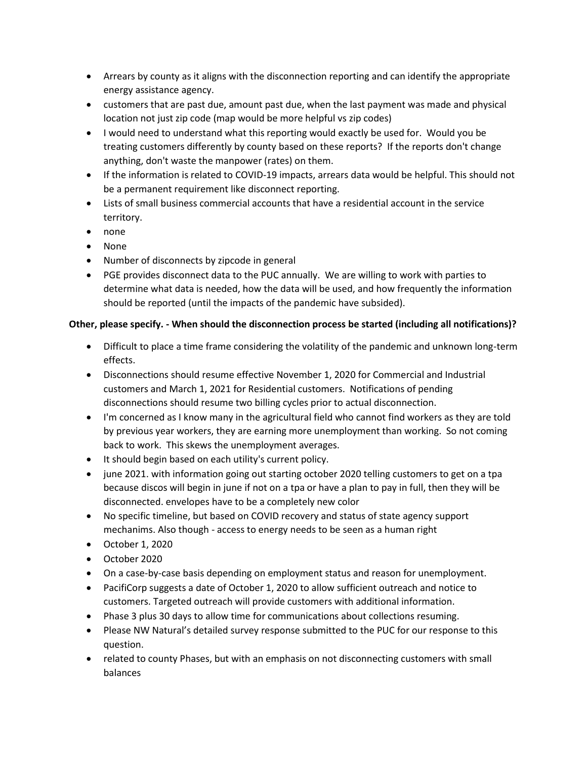- Arrears by county as it aligns with the disconnection reporting and can identify the appropriate energy assistance agency.
- customers that are past due, amount past due, when the last payment was made and physical location not just zip code (map would be more helpful vs zip codes)
- I would need to understand what this reporting would exactly be used for. Would you be treating customers differently by county based on these reports? If the reports don't change anything, don't waste the manpower (rates) on them.
- If the information is related to COVID-19 impacts, arrears data would be helpful. This should not be a permanent requirement like disconnect reporting.
- Lists of small business commercial accounts that have a residential account in the service territory.
- none
- None
- Number of disconnects by zipcode in general
- PGE provides disconnect data to the PUC annually. We are willing to work with parties to determine what data is needed, how the data will be used, and how frequently the information should be reported (until the impacts of the pandemic have subsided).

**Other, please specify. - When should the disconnection process be started (including all notifications)?**

- Difficult to place a time frame considering the volatility of the pandemic and unknown long-term effects.
- Disconnections should resume effective November 1, 2020 for Commercial and Industrial customers and March 1, 2021 for Residential customers. Notifications of pending disconnections should resume two billing cycles prior to actual disconnection.
- I'm concerned as I know many in the agricultural field who cannot find workers as they are told by previous year workers, they are earning more unemployment than working. So not coming back to work. This skews the unemployment averages.
- It should begin based on each utility's current policy.
- june 2021. with information going out starting october 2020 telling customers to get on a tpa because discos will begin in june if not on a tpa or have a plan to pay in full, then they will be disconnected. envelopes have to be a completely new color
- No specific timeline, but based on COVID recovery and status of state agency support mechanims. Also though - access to energy needs to be seen as a human right
- October 1, 2020
- October 2020
- On a case-by-case basis depending on employment status and reason for unemployment.
- PacifiCorp suggests a date of October 1, 2020 to allow sufficient outreach and notice to customers. Targeted outreach will provide customers with additional information.
- Phase 3 plus 30 days to allow time for communications about collections resuming.
- Please NW Natural's detailed survey response submitted to the PUC for our response to this question.
- related to county Phases, but with an emphasis on not disconnecting customers with small balances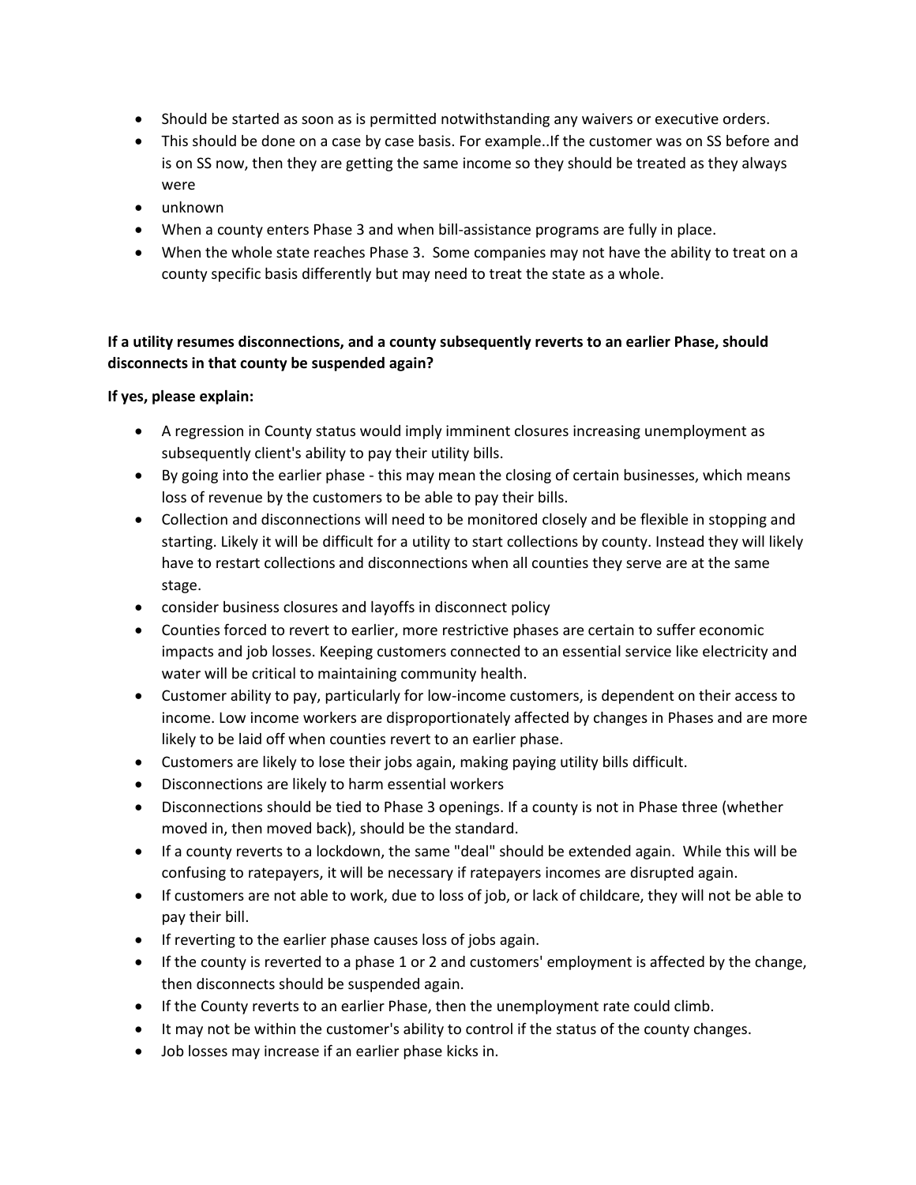- Should be started as soon as is permitted notwithstanding any waivers or executive orders.
- This should be done on a case by case basis. For example..If the customer was on SS before and is on SS now, then they are getting the same income so they should be treated as they always were
- unknown
- When a county enters Phase 3 and when bill-assistance programs are fully in place.
- When the whole state reaches Phase 3. Some companies may not have the ability to treat on a county specific basis differently but may need to treat the state as a whole.

**If a utility resumes disconnections, and a county subsequently reverts to an earlier Phase, should disconnects in that county be suspended again?**

**If yes, please explain:**

- A regression in County status would imply imminent closures increasing unemployment as subsequently client's ability to pay their utility bills.
- By going into the earlier phase - this may mean the closing of certain businesses, which means loss of revenue by the customers to be able to pay their bills.
- Collection and disconnections will need to be monitored closely and be flexible in stopping and starting. Likely it will be difficult for a utility to start collections by county. Instead they will likely have to restart collections and disconnections when all counties they serve are at the same stage.
- consider business closures and layoffs in disconnect policy
- Counties forced to revert to earlier, more restrictive phases are certain to suffer economic impacts and job losses. Keeping customers connected to an essential service like electricity and water will be critical to maintaining community health.
- Customer ability to pay, particularly for low-income customers, is dependent on their access to income. Low income workers are disproportionately affected by changes in Phases and are more likely to be laid off when counties revert to an earlier phase.
- Customers are likely to lose their jobs again, making paying utility bills difficult.
- Disconnections are likely to harm essential workers
- Disconnections should be tied to Phase 3 openings. If a county is not in Phase three (whether moved in, then moved back), should be the standard.
- If a county reverts to a lockdown, the same "deal" should be extended again. While this will be confusing to ratepayers, it will be necessary if ratepayers incomes are disrupted again.
- If customers are not able to work, due to loss of job, or lack of childcare, they will not be able to pay their bill.
- If reverting to the earlier phase causes loss of jobs again.
- If the county is reverted to a phase 1 or 2 and customers' employment is affected by the change, then disconnects should be suspended again.
- If the County reverts to an earlier Phase, then the unemployment rate could climb.
- It may not be within the customer's ability to control if the status of the county changes.
- Job losses may increase if an earlier phase kicks in.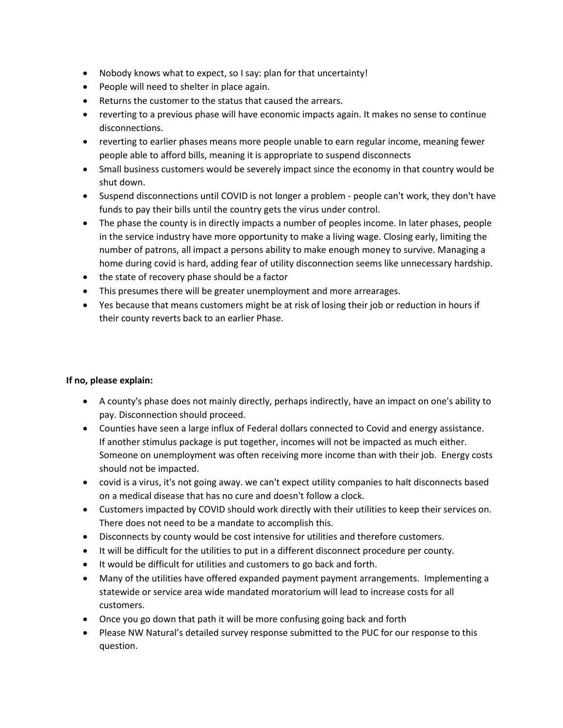- Nobody knows what to expect, so I say: plan for that uncertainty!
- People will need to shelter in place again.
- Returns the customer to the status that caused the arrears.
- reverting to a previous phase will have economic impacts again. It makes no sense to continue disconnections.
- reverting to earlier phases means more people unable to earn regular income, meaning fewer people able to afford bills, meaning it is appropriate to suspend disconnects
- Small business customers would be severely impact since the economy in that country would be shut down.
- Suspend disconnections until COVID is not longer a problem - people can't work, they don't have funds to pay their bills until the country gets the virus under control.
- The phase the county is in directly impacts a number of peoples income. In later phases, people in the service industry have more opportunity to make a living wage. Closing early, limiting the number of patrons, all impact a persons ability to make enough money to survive. Managing a home during covid is hard, adding fear of utility disconnection seems like unnecessary hardship.
- the state of recovery phase should be a factor
- This presumes there will be greater unemployment and more arrearages.
- Yes because that means customers might be at risk of losing their job or reduction in hours if their county reverts back to an earlier Phase.

**If no, please explain:**

- A county's phase does not mainly directly, perhaps indirectly, have an impact on one's ability to pay. Disconnection should proceed.
- Counties have seen a large influx of Federal dollars connected to Covid and energy assistance. If another stimulus package is put together, incomes will not be impacted as much either. Someone on unemployment was often receiving more income than with their job. Energy costs should not be impacted.
- covid is a virus, it's not going away. we can't expect utility companies to halt disconnects based on a medical disease that has no cure and doesn't follow a clock.
- Customers impacted by COVID should work directly with their utilities to keep their services on. There does not need to be a mandate to accomplish this.
- Disconnects by county would be cost intensive for utilities and therefore customers.
- It will be difficult for the utilities to put in a different disconnect procedure per county.
- It would be difficult for utilities and customers to go back and forth.
- Many of the utilities have offered expanded payment payment arrangements. Implementing a statewide or service area wide mandated moratorium will lead to increase costs for all customers.
- Once you go down that path it will be more confusing going back and forth
- Please NW Natural's detailed survey response submitted to the PUC for our response to this question.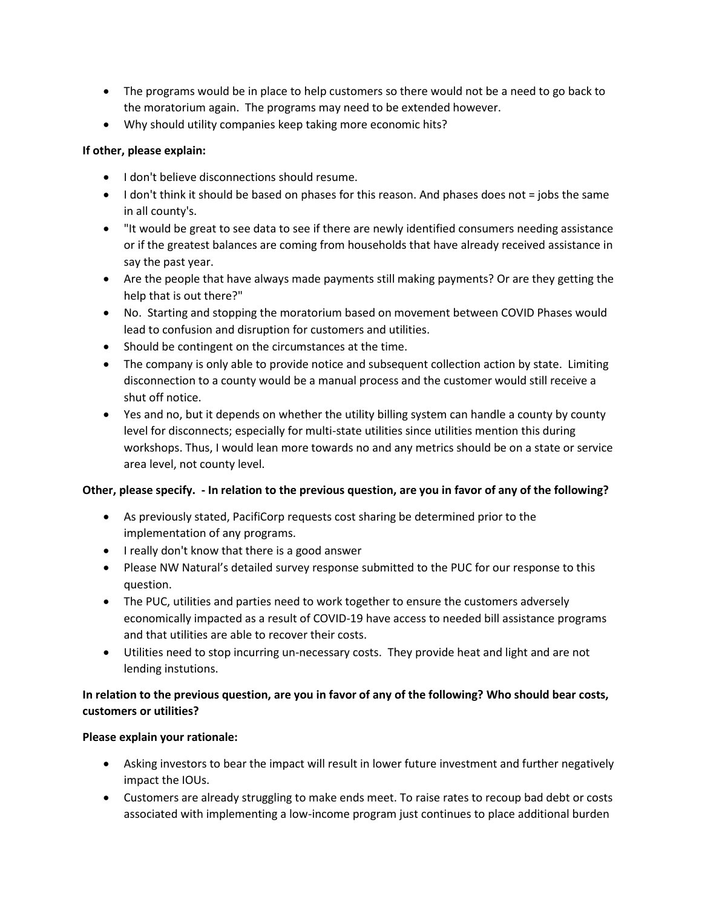- The programs would be in place to help customers so there would not be a need to go back to the moratorium again. The programs may need to be extended however.
- Why should utility companies keep taking more economic hits?

**If other, please explain:**

- I don't believe disconnections should resume.
- I don't think it should be based on phases for this reason. And phases does not = jobs the same in all county's.
- "It would be great to see data to see if there are newly identified consumers needing assistance or if the greatest balances are coming from households that have already received assistance in say the past year.
- Are the people that have always made payments still making payments? Or are they getting the help that is out there?"
- No. Starting and stopping the moratorium based on movement between COVID Phases would lead to confusion and disruption for customers and utilities.
- Should be contingent on the circumstances at the time.
- The company is only able to provide notice and subsequent collection action by state. Limiting disconnection to a county would be a manual process and the customer would still receive a shut off notice.
- Yes and no, but it depends on whether the utility billing system can handle a county by county level for disconnects; especially for multi-state utilities since utilities mention this during workshops. Thus, I would lean more towards no and any metrics should be on a state or service area level, not county level.

**Other, please specify. - In relation to the previous question, are you in favor of any of the following?**

- As previously stated, PacifiCorp requests cost sharing be determined prior to the implementation of any programs.
- I really don't know that there is a good answer
- Please NW Natural's detailed survey response submitted to the PUC for our response to this question.
- The PUC, utilities and parties need to work together to ensure the customers adversely economically impacted as a result of COVID-19 have access to needed bill assistance programs and that utilities are able to recover their costs.
- Utilities need to stop incurring un-necessary costs. They provide heat and light and are not lending instutions.

**In relation to the previous question, are you in favor of any of the following? Who should bear costs, customers or utilities?**

**Please explain your rationale:**

- Asking investors to bear the impact will result in lower future investment and further negatively impact the IOUs.
- Customers are already struggling to make ends meet. To raise rates to recoup bad debt or costs associated with implementing a low-income program just continues to place additional burden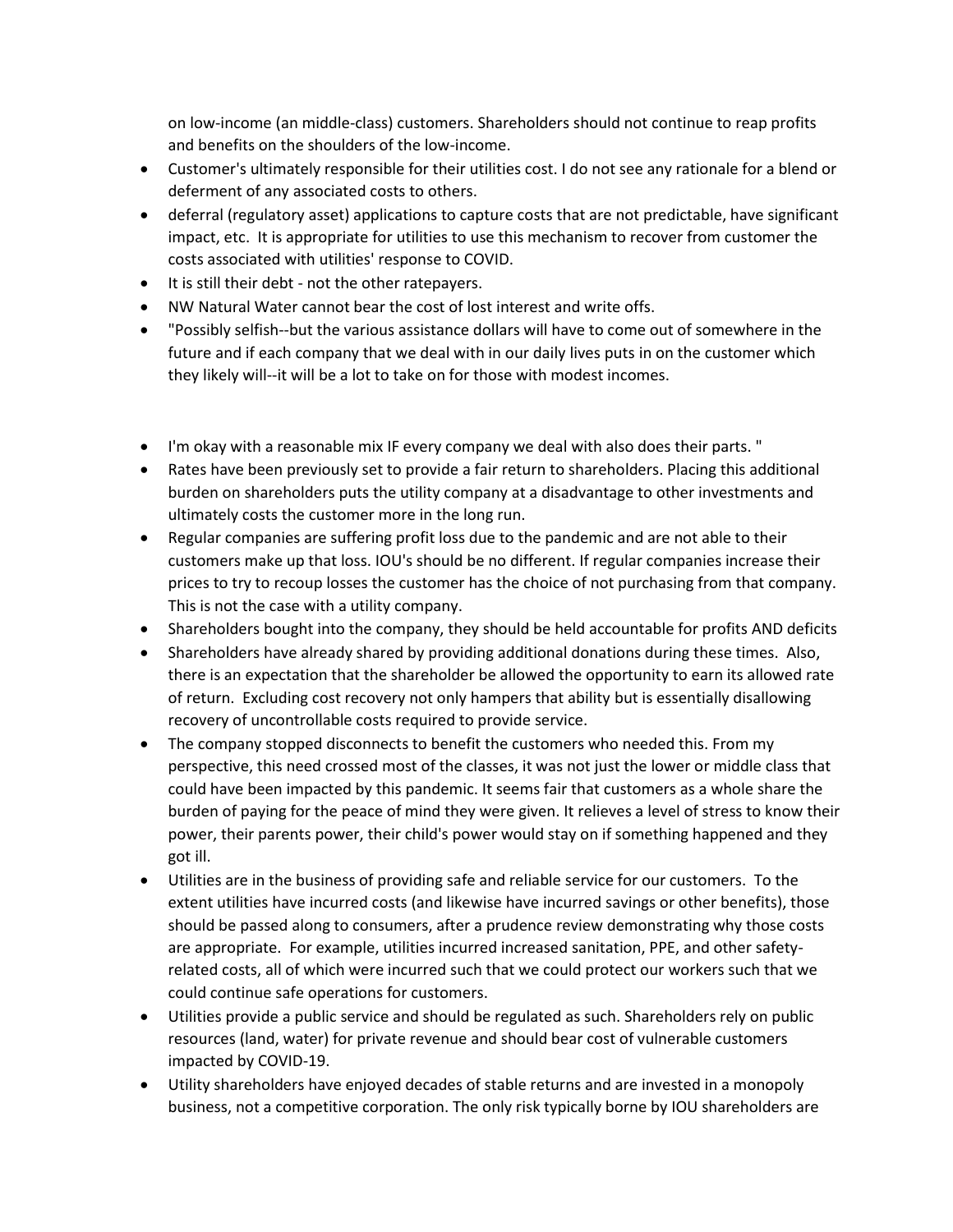on low-income (an middle-class) customers. Shareholders should not continue to reap profits and benefits on the shoulders of the low-income.

- Customer's ultimately responsible for their utilities cost. I do not see any rationale for a blend or deferment of any associated costs to others.
- deferral (regulatory asset) applications to capture costs that are not predictable, have significant impact, etc. It is appropriate for utilities to use this mechanism to recover from customer the costs associated with utilities' response to COVID.
- It is still their debt - not the other ratepayers.
- NW Natural Water cannot bear the cost of lost interest and write offs.
- "Possibly selfish--but the various assistance dollars will have to come out of somewhere in the future and if each company that we deal with in our daily lives puts in on the customer which they likely will--it will be a lot to take on for those with modest incomes.

- I'm okay with a reasonable mix IF every company we deal with also does their parts. "
- Rates have been previously set to provide a fair return to shareholders. Placing this additional burden on shareholders puts the utility company at a disadvantage to other investments and ultimately costs the customer more in the long run.
- Regular companies are suffering profit loss due to the pandemic and are not able to their customers make up that loss. IOU's should be no different. If regular companies increase their prices to try to recoup losses the customer has the choice of not purchasing from that company. This is not the case with a utility company.
- Shareholders bought into the company, they should be held accountable for profits AND deficits
- Shareholders have already shared by providing additional donations during these times. Also, there is an expectation that the shareholder be allowed the opportunity to earn its allowed rate of return. Excluding cost recovery not only hampers that ability but is essentially disallowing recovery of uncontrollable costs required to provide service.
- The company stopped disconnects to benefit the customers who needed this. From my perspective, this need crossed most of the classes, it was not just the lower or middle class that could have been impacted by this pandemic. It seems fair that customers as a whole share the burden of paying for the peace of mind they were given. It relieves a level of stress to know their power, their parents power, their child's power would stay on if something happened and they got ill.
- Utilities are in the business of providing safe and reliable service for our customers. To the extent utilities have incurred costs (and likewise have incurred savings or other benefits), those should be passed along to consumers, after a prudence review demonstrating why those costs are appropriate. For example, utilities incurred increased sanitation, PPE, and other safety-related costs, all of which were incurred such that we could protect our workers such that we could continue safe operations for customers.
- Utilities provide a public service and should be regulated as such. Shareholders rely on public resources (land, water) for private revenue and should bear cost of vulnerable customers impacted by COVID-19.
- Utility shareholders have enjoyed decades of stable returns and are invested in a monopoly business, not a competitive corporation. The only risk typically borne by IOU shareholders are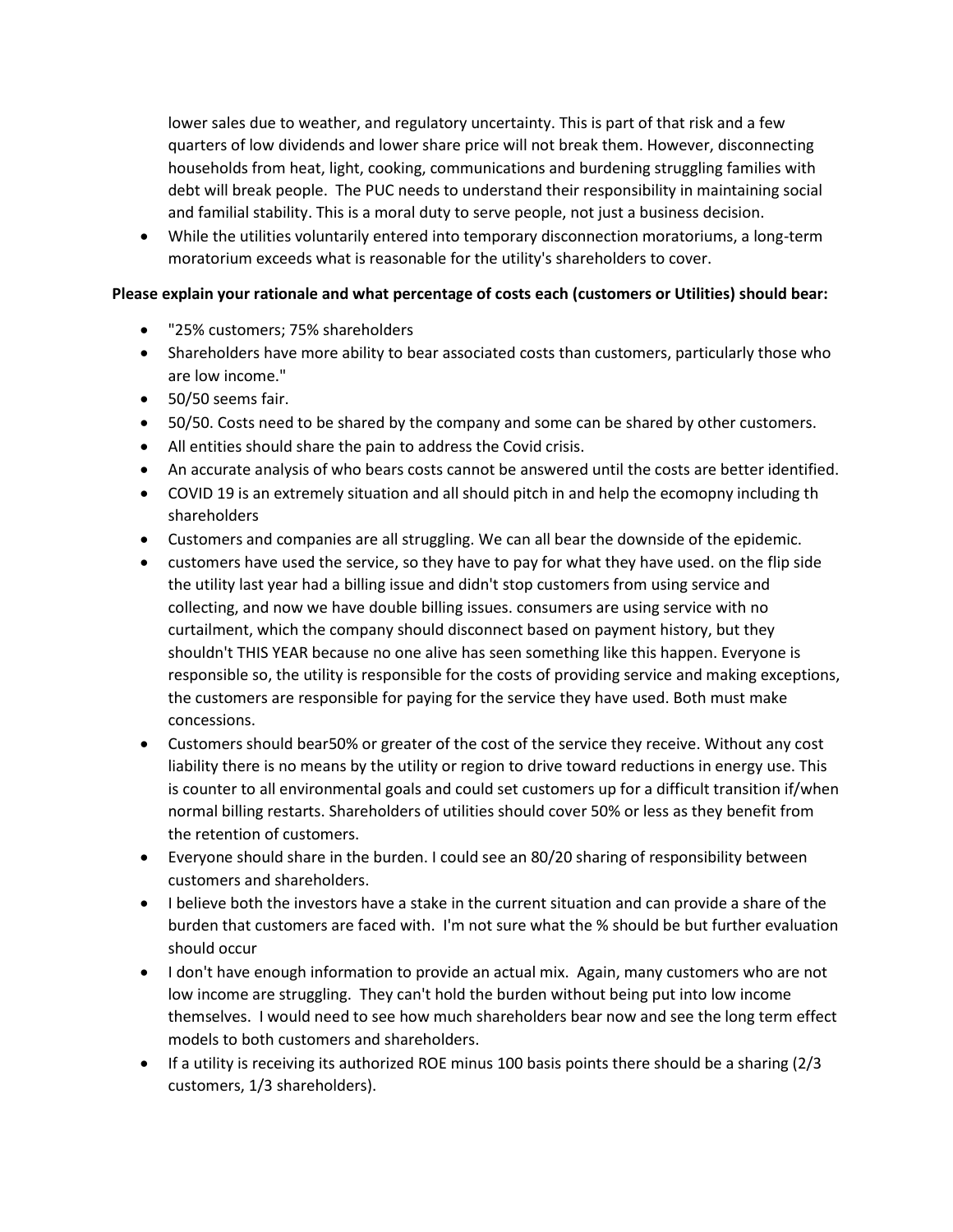lower sales due to weather, and regulatory uncertainty. This is part of that risk and a few quarters of low dividends and lower share price will not break them. However, disconnecting households from heat, light, cooking, communications and burdening struggling families with debt will break people. The PUC needs to understand their responsibility in maintaining social and familial stability. This is a moral duty to serve people, not just a business decision.

- While the utilities voluntarily entered into temporary disconnection moratoriums, a long-term moratorium exceeds what is reasonable for the utility's shareholders to cover.

**Please explain your rationale and what percentage of costs each (customers or Utilities) should bear:**

- "25% customers; 75% shareholders
- Shareholders have more ability to bear associated costs than customers, particularly those who are low income."
- 50/50 seems fair.
- 50/50. Costs need to be shared by the company and some can be shared by other customers.
- All entities should share the pain to address the Covid crisis.
- An accurate analysis of who bears costs cannot be answered until the costs are better identified.
- COVID 19 is an extremely situation and all should pitch in and help the ecomopny including th shareholders
- Customers and companies are all struggling. We can all bear the downside of the epidemic.
- customers have used the service, so they have to pay for what they have used. on the flip side the utility last year had a billing issue and didn't stop customers from using service and collecting, and now we have double billing issues. consumers are using service with no curtailment, which the company should disconnect based on payment history, but they shouldn't THIS YEAR because no one alive has seen something like this happen. Everyone is responsible so, the utility is responsible for the costs of providing service and making exceptions, the customers are responsible for paying for the service they have used. Both must make concessions.
- Customers should bear50% or greater of the cost of the service they receive. Without any cost liability there is no means by the utility or region to drive toward reductions in energy use. This is counter to all environmental goals and could set customers up for a difficult transition if/when normal billing restarts. Shareholders of utilities should cover 50% or less as they benefit from the retention of customers.
- Everyone should share in the burden. I could see an 80/20 sharing of responsibility between customers and shareholders.
- I believe both the investors have a stake in the current situation and can provide a share of the burden that customers are faced with. I'm not sure what the % should be but further evaluation should occur
- I don't have enough information to provide an actual mix. Again, many customers who are not low income are struggling. They can't hold the burden without being put into low income themselves. I would need to see how much shareholders bear now and see the long term effect models to both customers and shareholders.
- If a utility is receiving its authorized ROE minus 100 basis points there should be a sharing (2/3 customers, 1/3 shareholders).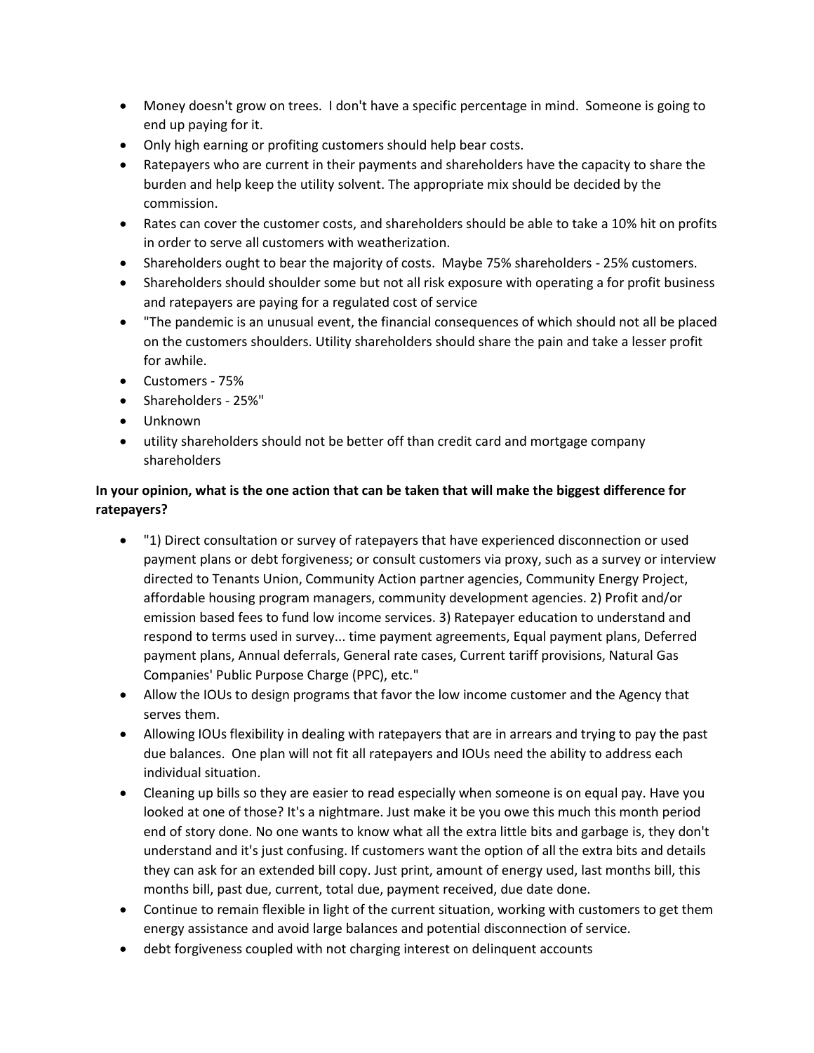- Money doesn't grow on trees.  I don't have a specific percentage in mind.  Someone is going to end up paying for it.
- Only high earning or profiting customers should help bear costs.
- Ratepayers who are current in their payments and shareholders have the capacity to share the burden and help keep the utility solvent. The appropriate mix should be decided by the commission.
- Rates can cover the customer costs, and shareholders should be able to take a 10% hit on profits in order to serve all customers with weatherization.
- Shareholders ought to bear the majority of costs.  Maybe 75% shareholders - 25% customers.
- Shareholders should shoulder some but not all risk exposure with operating a for profit business and ratepayers are paying for a regulated cost of service
- "The pandemic is an unusual event, the financial consequences of which should not all be placed on the customers shoulders. Utility shareholders should share the pain and take a lesser profit for awhile.
- Customers - 75%
- Shareholders - 25%"
- Unknown
- utility shareholders should not be better off than credit card and mortgage company shareholders

**In your opinion, what is the one action that can be taken that will make the biggest difference for ratepayers?**

- "1) Direct consultation or survey of ratepayers that have experienced disconnection or used payment plans or debt forgiveness; or consult customers via proxy, such as a survey or interview directed to Tenants Union, Community Action partner agencies, Community Energy Project, affordable housing program managers, community development agencies. 2) Profit and/or emission based fees to fund low income services. 3) Ratepayer education to understand and respond to terms used in survey... time payment agreements, Equal payment plans, Deferred payment plans, Annual deferrals, General rate cases, Current tariff provisions, Natural Gas Companies' Public Purpose Charge (PPC), etc."
- Allow the IOUs to design programs that favor the low income customer and the Agency that serves them.
- Allowing IOUs flexibility in dealing with ratepayers that are in arrears and trying to pay the past due balances.  One plan will not fit all ratepayers and IOUs need the ability to address each individual situation.
- Cleaning up bills so they are easier to read especially when someone is on equal pay. Have you looked at one of those? It's a nightmare. Just make it be you owe this much this month period end of story done. No one wants to know what all the extra little bits and garbage is, they don't understand and it's just confusing. If customers want the option of all the extra bits and details they can ask for an extended bill copy. Just print, amount of energy used, last months bill, this months bill, past due, current, total due, payment received, due date done.
- Continue to remain flexible in light of the current situation, working with customers to get them energy assistance and avoid large balances and potential disconnection of service.
- debt forgiveness coupled with not charging interest on delinquent accounts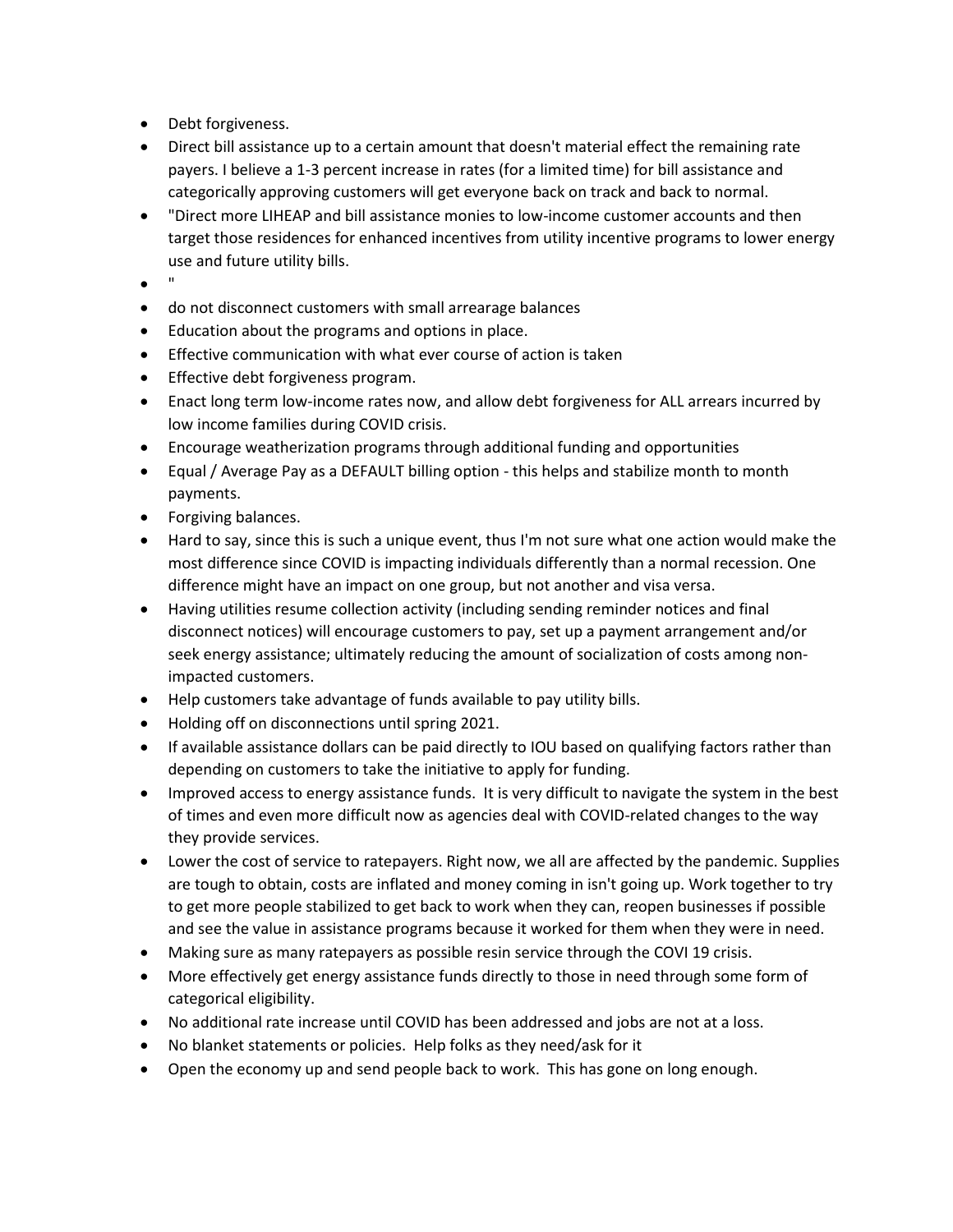- Debt forgiveness.
- Direct bill assistance up to a certain amount that doesn't material effect the remaining rate payers. I believe a 1-3 percent increase in rates (for a limited time) for bill assistance and categorically approving customers will get everyone back on track and back to normal.
- "Direct more LIHEAP and bill assistance monies to low-income customer accounts and then target those residences for enhanced incentives from utility incentive programs to lower energy use and future utility bills.
- "
- do not disconnect customers with small arrearage balances
- Education about the programs and options in place.
- Effective communication with what ever course of action is taken
- Effective debt forgiveness program.
- Enact long term low-income rates now, and allow debt forgiveness for ALL arrears incurred by low income families during COVID crisis.
- Encourage weatherization programs through additional funding and opportunities
- Equal / Average Pay as a DEFAULT billing option - this helps and stabilize month to month payments.
- Forgiving balances.
- Hard to say, since this is such a unique event, thus I'm not sure what one action would make the most difference since COVID is impacting individuals differently than a normal recession. One difference might have an impact on one group, but not another and visa versa.
- Having utilities resume collection activity (including sending reminder notices and final disconnect notices) will encourage customers to pay, set up a payment arrangement and/or seek energy assistance; ultimately reducing the amount of socialization of costs among non-impacted customers.
- Help customers take advantage of funds available to pay utility bills.
- Holding off on disconnections until spring 2021.
- If available assistance dollars can be paid directly to IOU based on qualifying factors rather than depending on customers to take the initiative to apply for funding.
- Improved access to energy assistance funds. It is very difficult to navigate the system in the best of times and even more difficult now as agencies deal with COVID-related changes to the way they provide services.
- Lower the cost of service to ratepayers. Right now, we all are affected by the pandemic. Supplies are tough to obtain, costs are inflated and money coming in isn't going up. Work together to try to get more people stabilized to get back to work when they can, reopen businesses if possible and see the value in assistance programs because it worked for them when they were in need.
- Making sure as many ratepayers as possible resin service through the COVI 19 crisis.
- More effectively get energy assistance funds directly to those in need through some form of categorical eligibility.
- No additional rate increase until COVID has been addressed and jobs are not at a loss.
- No blanket statements or policies. Help folks as they need/ask for it
- Open the economy up and send people back to work. This has gone on long enough.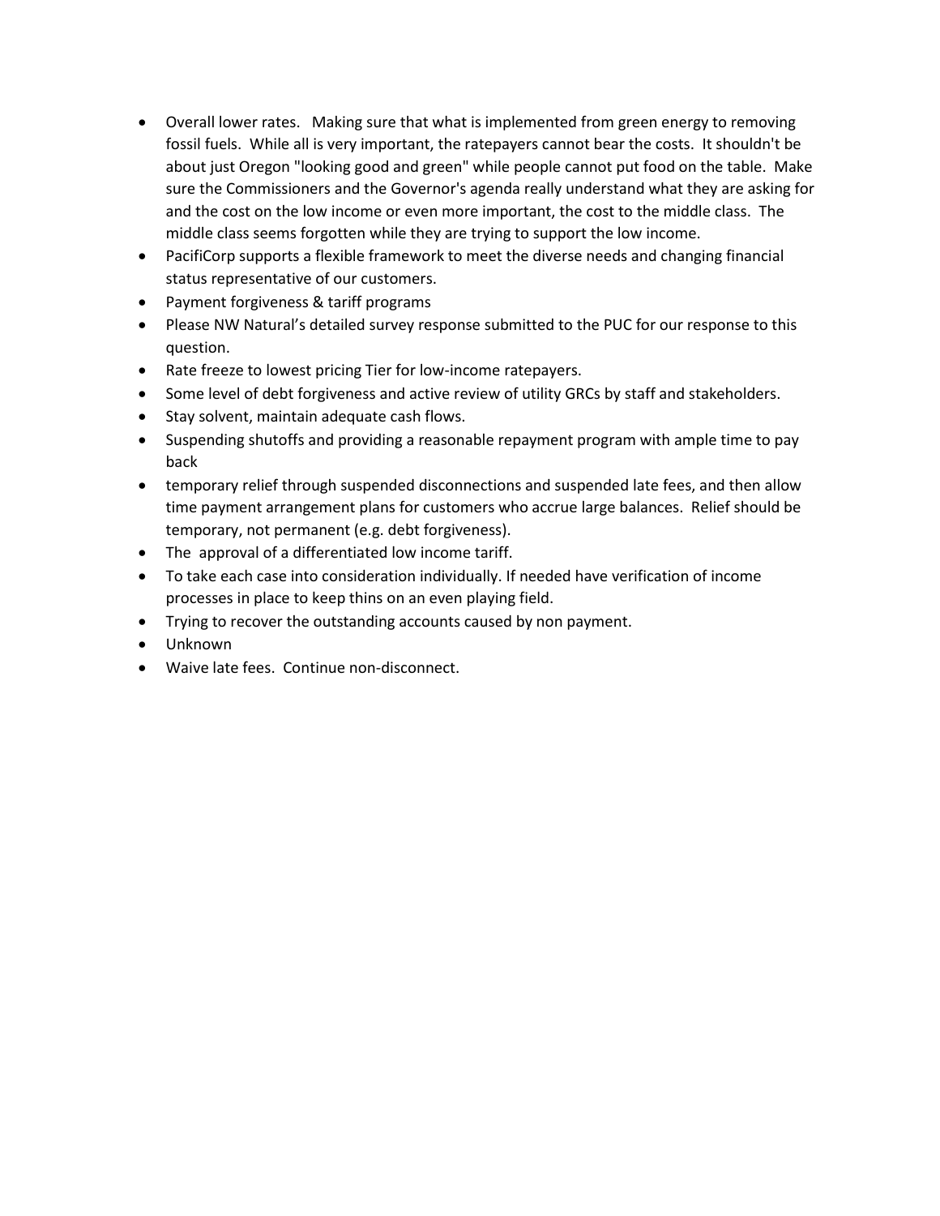- Overall lower rates.   Making sure that what is implemented from green energy to removing fossil fuels.  While all is very important, the ratepayers cannot bear the costs.  It shouldn't be about just Oregon "looking good and green" while people cannot put food on the table.  Make sure the Commissioners and the Governor's agenda really understand what they are asking for and the cost on the low income or even more important, the cost to the middle class.  The middle class seems forgotten while they are trying to support the low income.
- PacifiCorp supports a flexible framework to meet the diverse needs and changing financial status representative of our customers.
- Payment forgiveness & tariff programs
- Please NW Natural's detailed survey response submitted to the PUC for our response to this question.
- Rate freeze to lowest pricing Tier for low-income ratepayers.
- Some level of debt forgiveness and active review of utility GRCs by staff and stakeholders.
- Stay solvent, maintain adequate cash flows.
- Suspending shutoffs and providing a reasonable repayment program with ample time to pay back
- temporary relief through suspended disconnections and suspended late fees, and then allow time payment arrangement plans for customers who accrue large balances.  Relief should be temporary, not permanent (e.g. debt forgiveness).
- The  approval of a differentiated low income tariff.
- To take each case into consideration individually. If needed have verification of income processes in place to keep thins on an even playing field.
- Trying to recover the outstanding accounts caused by non payment.
- Unknown
- Waive late fees.  Continue non-disconnect.